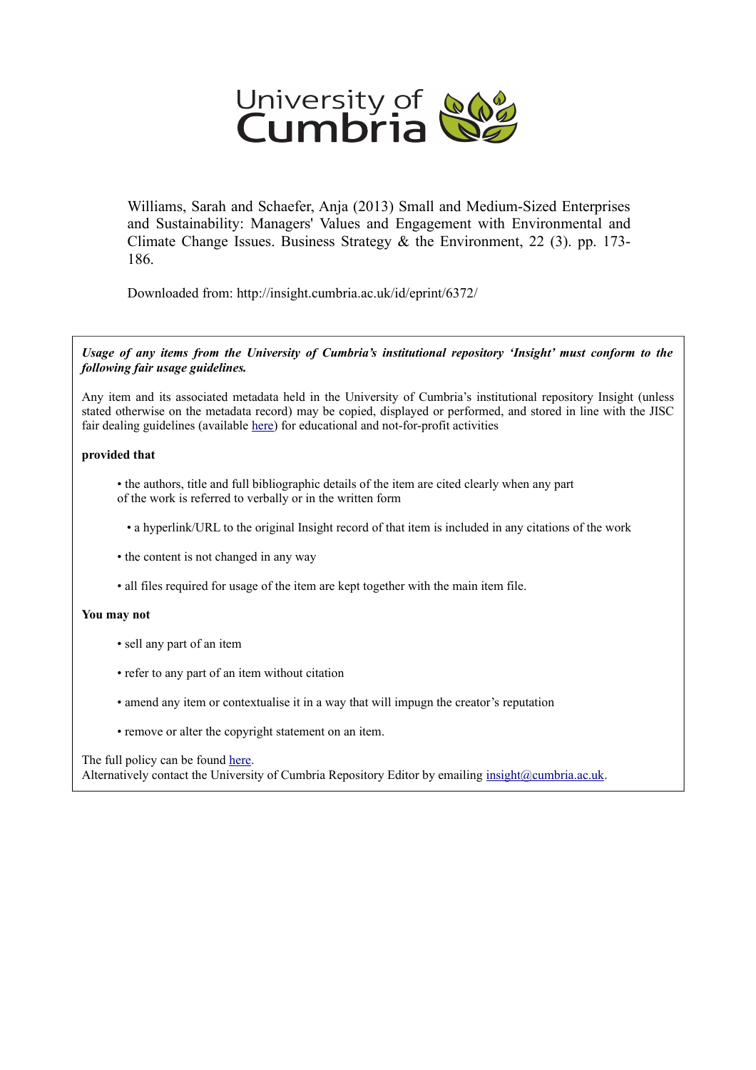University of Cumbria

Williams, Sarah and Schaefer, Anja (2013) Small and Medium-Sized Enterprises and Sustainability: Managers' Values and Engagement with Environmental and Climate Change Issues. Business Strategy & the Environment, 22 (3). pp. 173-186.

Downloaded from: http://insight.cumbria.ac.uk/id/eprint/6372/

***Usage of any items from the University of Cumbria's institutional repository 'Insight' must conform to the following fair usage guidelines.***

Any item and its associated metadata held in the University of Cumbria's institutional repository Insight (unless stated otherwise on the metadata record) may be copied, displayed or performed, and stored in line with the JISC fair dealing guidelines (available here) for educational and not-for-profit activities

**provided that**

- the authors, title and full bibliographic details of the item are cited clearly when any part of the work is referred to verbally or in the written form
- a hyperlink/URL to the original Insight record of that item is included in any citations of the work
- the content is not changed in any way
- all files required for usage of the item are kept together with the main item file.

**You may not**

- sell any part of an item
- refer to any part of an item without citation
- amend any item or contextualise it in a way that will impugn the creator's reputation
- remove or alter the copyright statement on an item.

The full policy can be found here.
Alternatively contact the University of Cumbria Repository Editor by emailing insight@cumbria.ac.uk.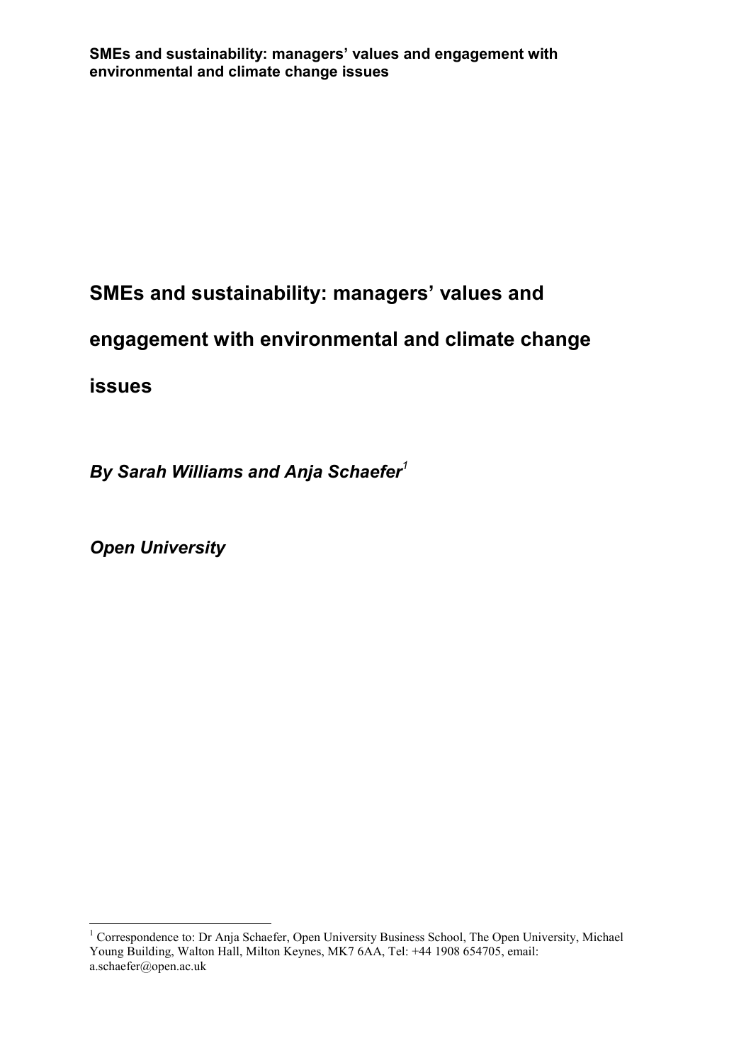# SMEs and sustainability: managers' values and engagement with environmental and climate change issues

***By Sarah Williams and Anja Schaefer[1]***

***Open University***

[1] Correspondence to: Dr Anja Schaefer, Open University Business School, The Open University, Michael Young Building, Walton Hall, Milton Keynes, MK7 6AA, Tel: +44 1908 654705, email: a.schaefer@open.ac.uk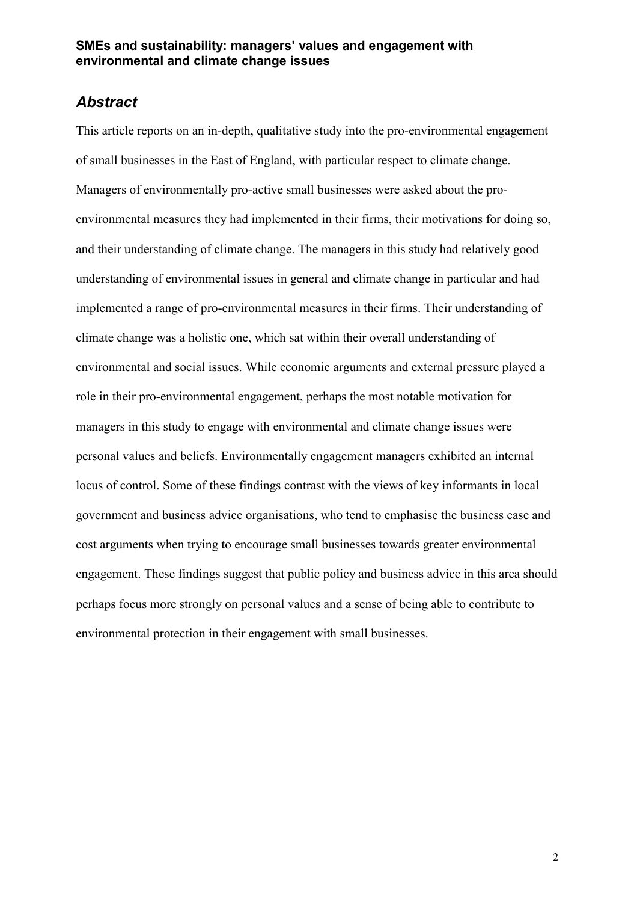**SMEs and sustainability: managers' values and engagement with environmental and climate change issues**

## *Abstract*

This article reports on an in-depth, qualitative study into the pro-environmental engagement of small businesses in the East of England, with particular respect to climate change. Managers of environmentally pro-active small businesses were asked about the pro-environmental measures they had implemented in their firms, their motivations for doing so, and their understanding of climate change. The managers in this study had relatively good understanding of environmental issues in general and climate change in particular and had implemented a range of pro-environmental measures in their firms. Their understanding of climate change was a holistic one, which sat within their overall understanding of environmental and social issues. While economic arguments and external pressure played a role in their pro-environmental engagement, perhaps the most notable motivation for managers in this study to engage with environmental and climate change issues were personal values and beliefs. Environmentally engagement managers exhibited an internal locus of control. Some of these findings contrast with the views of key informants in local government and business advice organisations, who tend to emphasise the business case and cost arguments when trying to encourage small businesses towards greater environmental engagement. These findings suggest that public policy and business advice in this area should perhaps focus more strongly on personal values and a sense of being able to contribute to environmental protection in their engagement with small businesses.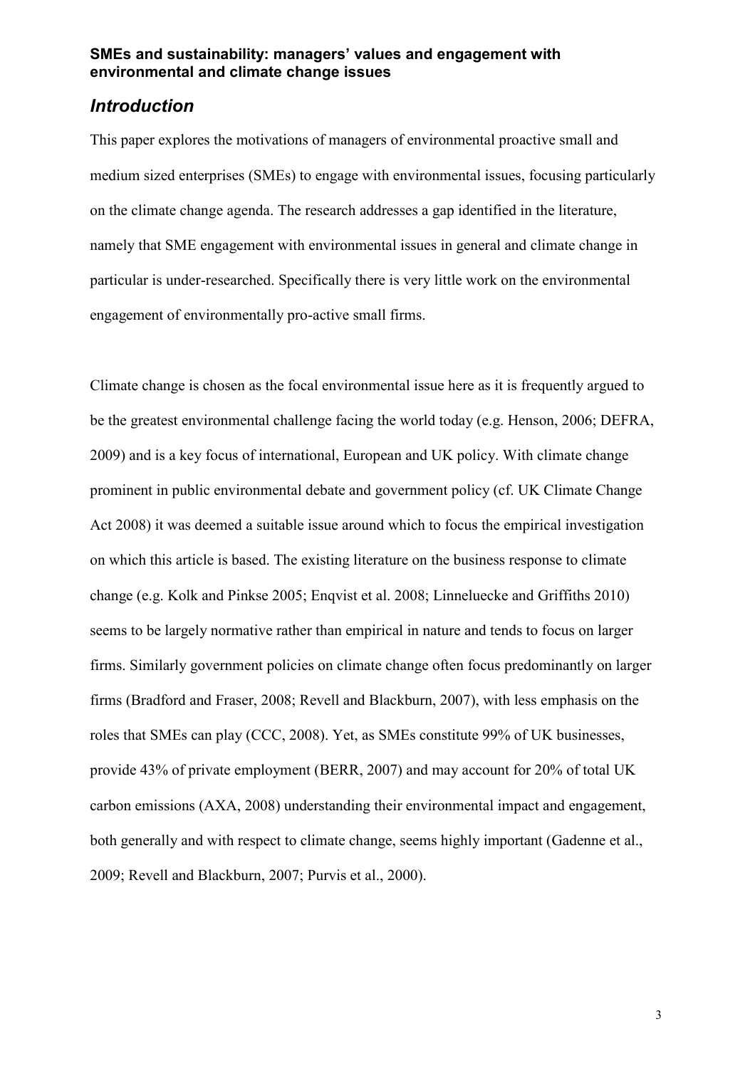**SMEs and sustainability: managers' values and engagement with environmental and climate change issues**

## *Introduction*

This paper explores the motivations of managers of environmental proactive small and medium sized enterprises (SMEs) to engage with environmental issues, focusing particularly on the climate change agenda. The research addresses a gap identified in the literature, namely that SME engagement with environmental issues in general and climate change in particular is under-researched. Specifically there is very little work on the environmental engagement of environmentally pro-active small firms.

Climate change is chosen as the focal environmental issue here as it is frequently argued to be the greatest environmental challenge facing the world today (e.g. Henson, 2006; DEFRA, 2009) and is a key focus of international, European and UK policy. With climate change prominent in public environmental debate and government policy (cf. UK Climate Change Act 2008) it was deemed a suitable issue around which to focus the empirical investigation on which this article is based. The existing literature on the business response to climate change (e.g. Kolk and Pinkse 2005; Enqvist et al. 2008; Linneluecke and Griffiths 2010) seems to be largely normative rather than empirical in nature and tends to focus on larger firms. Similarly government policies on climate change often focus predominantly on larger firms (Bradford and Fraser, 2008; Revell and Blackburn, 2007), with less emphasis on the roles that SMEs can play (CCC, 2008). Yet, as SMEs constitute 99% of UK businesses, provide 43% of private employment (BERR, 2007) and may account for 20% of total UK carbon emissions (AXA, 2008) understanding their environmental impact and engagement, both generally and with respect to climate change, seems highly important (Gadenne et al., 2009; Revell and Blackburn, 2007; Purvis et al., 2000).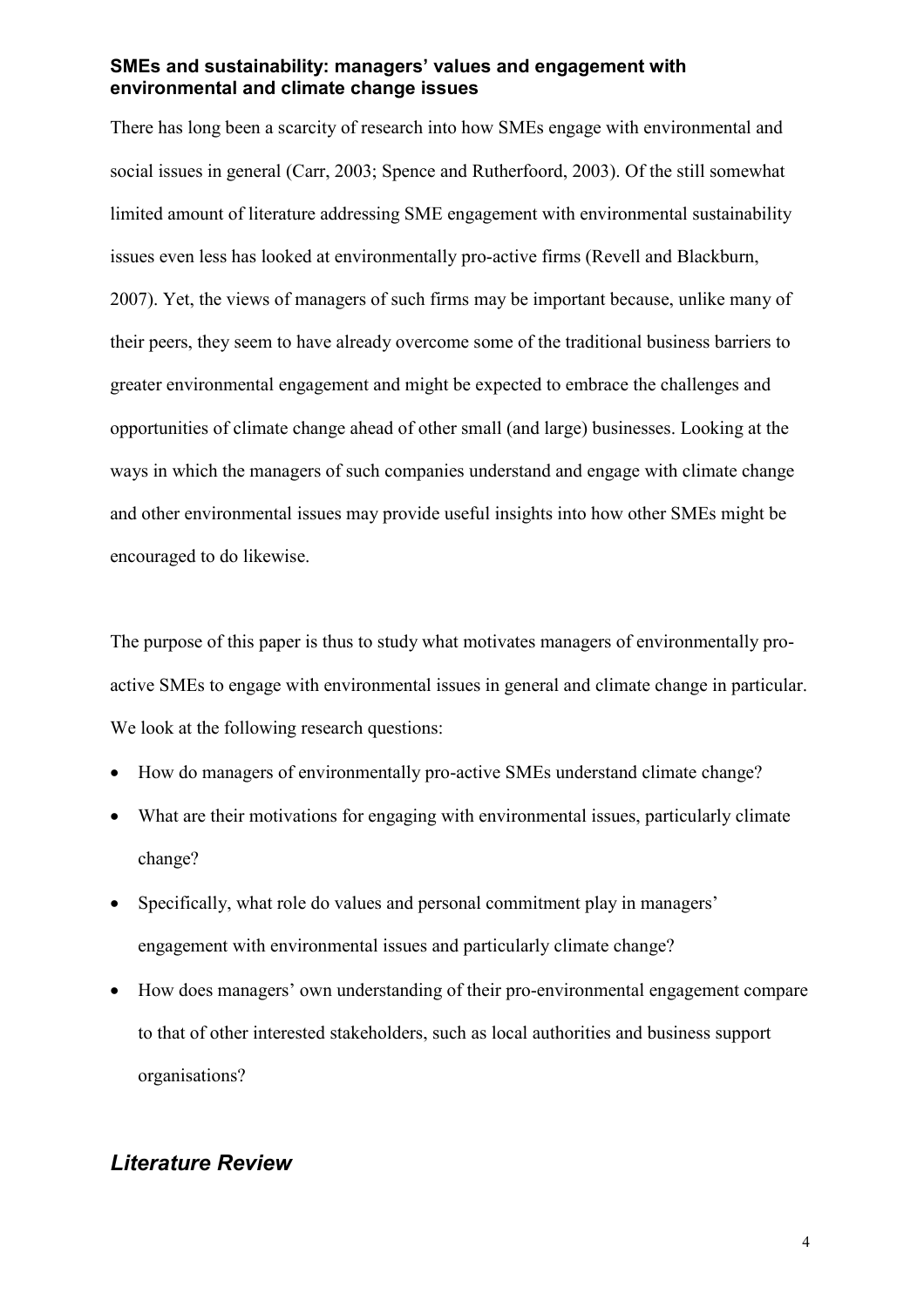### SMEs and sustainability: managers' values and engagement with environmental and climate change issues

There has long been a scarcity of research into how SMEs engage with environmental and social issues in general (Carr, 2003; Spence and Rutherfoord, 2003). Of the still somewhat limited amount of literature addressing SME engagement with environmental sustainability issues even less has looked at environmentally pro-active firms (Revell and Blackburn, 2007). Yet, the views of managers of such firms may be important because, unlike many of their peers, they seem to have already overcome some of the traditional business barriers to greater environmental engagement and might be expected to embrace the challenges and opportunities of climate change ahead of other small (and large) businesses. Looking at the ways in which the managers of such companies understand and engage with climate change and other environmental issues may provide useful insights into how other SMEs might be encouraged to do likewise.

The purpose of this paper is thus to study what motivates managers of environmentally pro-active SMEs to engage with environmental issues in general and climate change in particular. We look at the following research questions:

- How do managers of environmentally pro-active SMEs understand climate change?
- What are their motivations for engaging with environmental issues, particularly climate change?
- Specifically, what role do values and personal commitment play in managers' engagement with environmental issues and particularly climate change?
- How does managers' own understanding of their pro-environmental engagement compare to that of other interested stakeholders, such as local authorities and business support organisations?

## *Literature Review*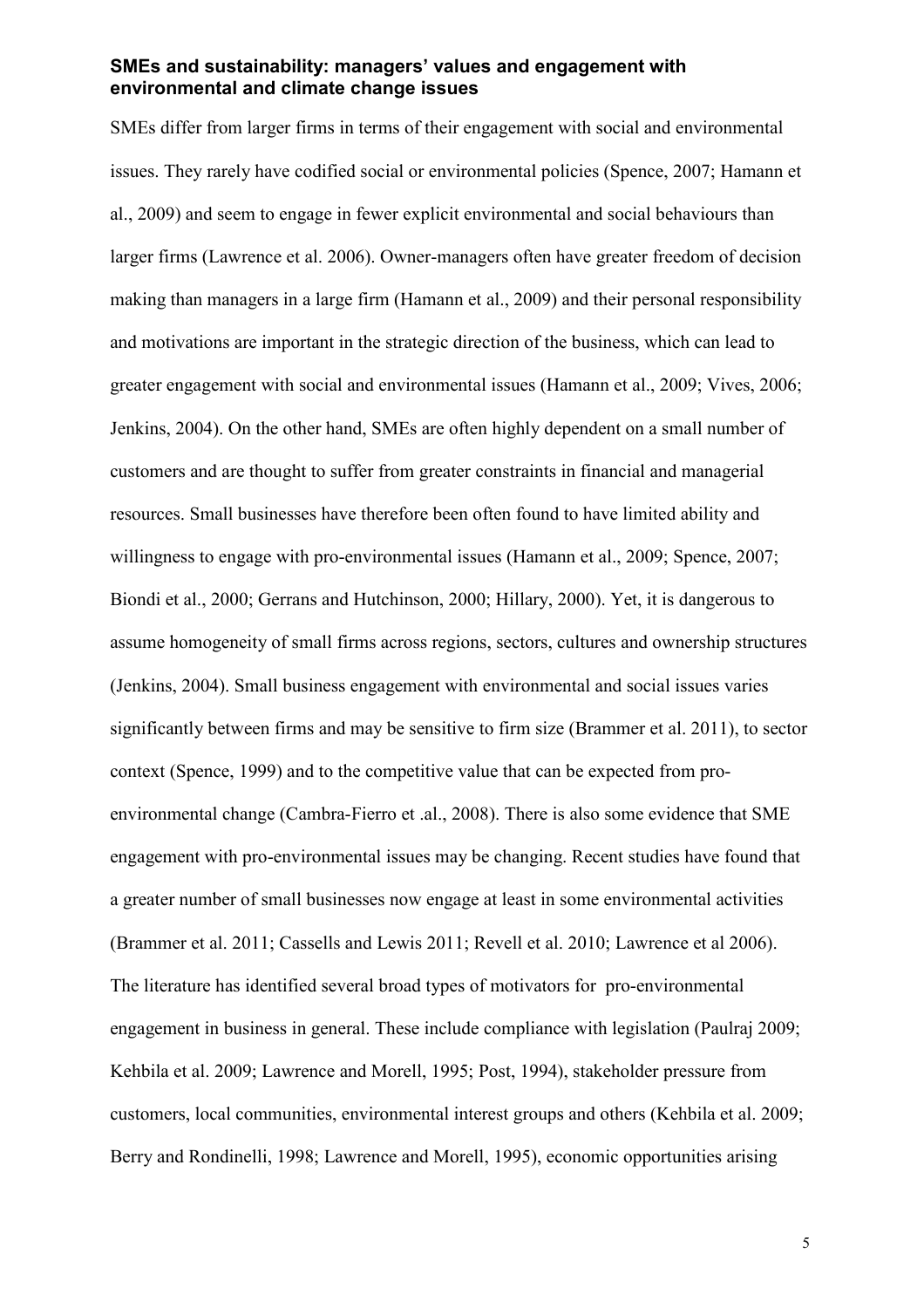### SMEs and sustainability: managers' values and engagement with environmental and climate change issues

SMEs differ from larger firms in terms of their engagement with social and environmental issues. They rarely have codified social or environmental policies (Spence, 2007; Hamann et al., 2009) and seem to engage in fewer explicit environmental and social behaviours than larger firms (Lawrence et al. 2006). Owner-managers often have greater freedom of decision making than managers in a large firm (Hamann et al., 2009) and their personal responsibility and motivations are important in the strategic direction of the business, which can lead to greater engagement with social and environmental issues (Hamann et al., 2009; Vives, 2006; Jenkins, 2004). On the other hand, SMEs are often highly dependent on a small number of customers and are thought to suffer from greater constraints in financial and managerial resources. Small businesses have therefore been often found to have limited ability and willingness to engage with pro-environmental issues (Hamann et al., 2009; Spence, 2007; Biondi et al., 2000; Gerrans and Hutchinson, 2000; Hillary, 2000). Yet, it is dangerous to assume homogeneity of small firms across regions, sectors, cultures and ownership structures (Jenkins, 2004). Small business engagement with environmental and social issues varies significantly between firms and may be sensitive to firm size (Brammer et al. 2011), to sector context (Spence, 1999) and to the competitive value that can be expected from pro-environmental change (Cambra-Fierro et .al., 2008). There is also some evidence that SME engagement with pro-environmental issues may be changing. Recent studies have found that a greater number of small businesses now engage at least in some environmental activities (Brammer et al. 2011; Cassells and Lewis 2011; Revell et al. 2010; Lawrence et al 2006). The literature has identified several broad types of motivators for pro-environmental engagement in business in general. These include compliance with legislation (Paulraj 2009; Kehbila et al. 2009; Lawrence and Morell, 1995; Post, 1994), stakeholder pressure from customers, local communities, environmental interest groups and others (Kehbila et al. 2009; Berry and Rondinelli, 1998; Lawrence and Morell, 1995), economic opportunities arising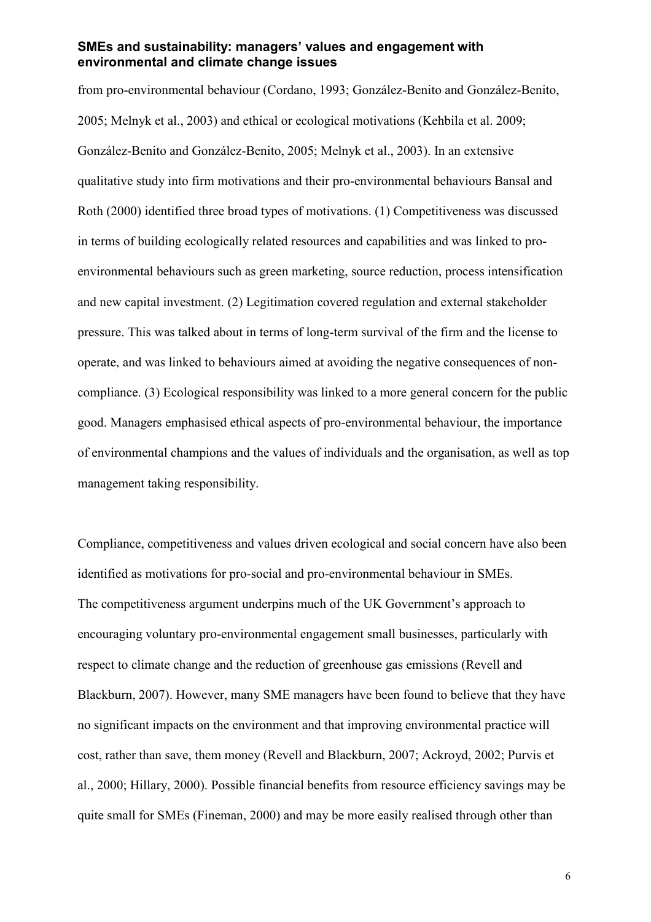from pro-environmental behaviour (Cordano, 1993; González-Benito and González-Benito, 2005; Melnyk et al., 2003) and ethical or ecological motivations (Kehbila et al. 2009; González-Benito and González-Benito, 2005; Melnyk et al., 2003). In an extensive qualitative study into firm motivations and their pro-environmental behaviours Bansal and Roth (2000) identified three broad types of motivations. (1) Competitiveness was discussed in terms of building ecologically related resources and capabilities and was linked to pro-environmental behaviours such as green marketing, source reduction, process intensification and new capital investment. (2) Legitimation covered regulation and external stakeholder pressure. This was talked about in terms of long-term survival of the firm and the license to operate, and was linked to behaviours aimed at avoiding the negative consequences of non-compliance. (3) Ecological responsibility was linked to a more general concern for the public good. Managers emphasised ethical aspects of pro-environmental behaviour, the importance of environmental champions and the values of individuals and the organisation, as well as top management taking responsibility.

Compliance, competitiveness and values driven ecological and social concern have also been identified as motivations for pro-social and pro-environmental behaviour in SMEs.
The competitiveness argument underpins much of the UK Government's approach to encouraging voluntary pro-environmental engagement small businesses, particularly with respect to climate change and the reduction of greenhouse gas emissions (Revell and Blackburn, 2007). However, many SME managers have been found to believe that they have no significant impacts on the environment and that improving environmental practice will cost, rather than save, them money (Revell and Blackburn, 2007; Ackroyd, 2002; Purvis et al., 2000; Hillary, 2000). Possible financial benefits from resource efficiency savings may be quite small for SMEs (Fineman, 2000) and may be more easily realised through other than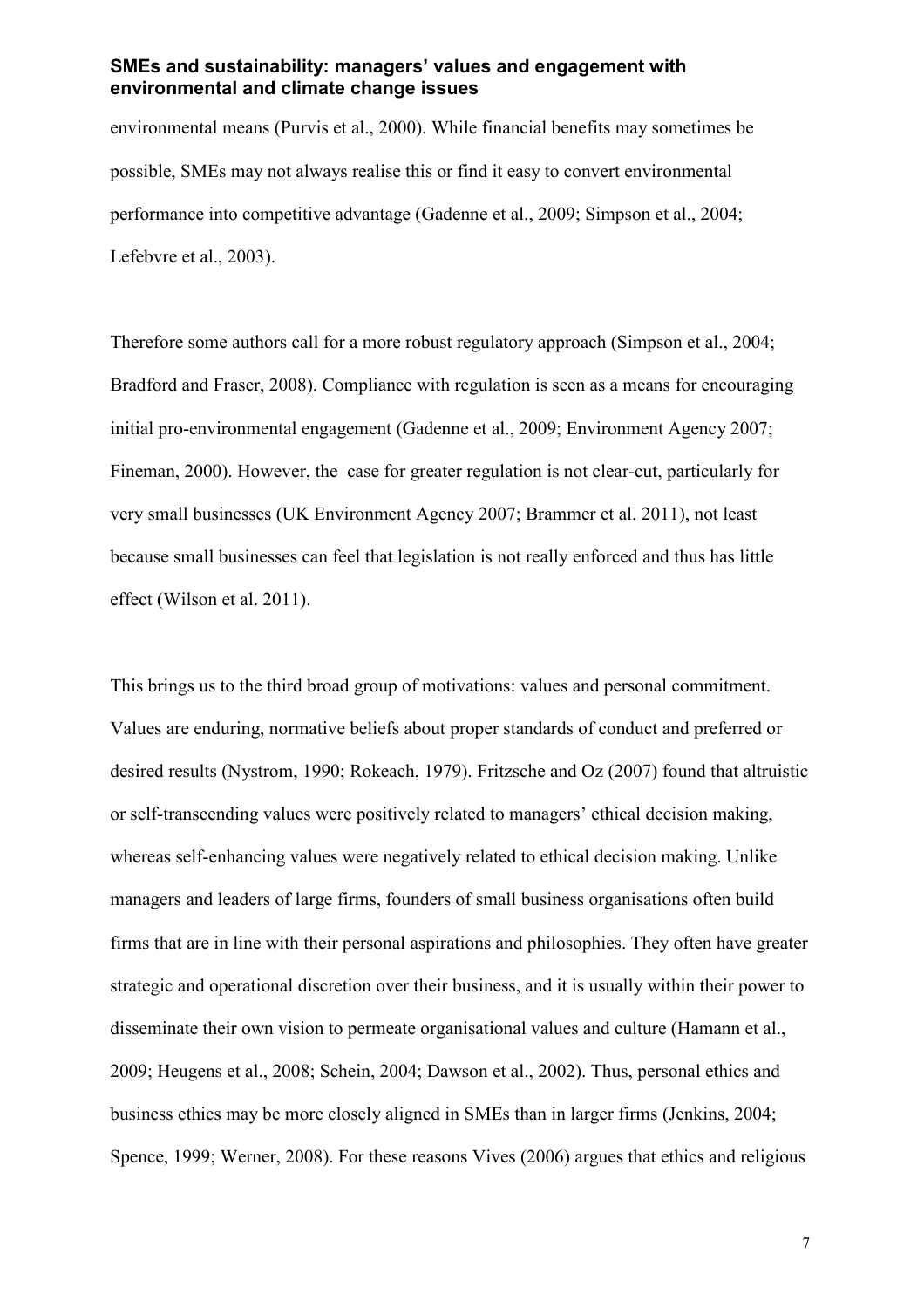environmental means (Purvis et al., 2000). While financial benefits may sometimes be possible, SMEs may not always realise this or find it easy to convert environmental performance into competitive advantage (Gadenne et al., 2009; Simpson et al., 2004; Lefebvre et al., 2003).

Therefore some authors call for a more robust regulatory approach (Simpson et al., 2004; Bradford and Fraser, 2008). Compliance with regulation is seen as a means for encouraging initial pro-environmental engagement (Gadenne et al., 2009; Environment Agency 2007; Fineman, 2000). However, the case for greater regulation is not clear-cut, particularly for very small businesses (UK Environment Agency 2007; Brammer et al. 2011), not least because small businesses can feel that legislation is not really enforced and thus has little effect (Wilson et al. 2011).

This brings us to the third broad group of motivations: values and personal commitment. Values are enduring, normative beliefs about proper standards of conduct and preferred or desired results (Nystrom, 1990; Rokeach, 1979). Fritzsche and Oz (2007) found that altruistic or self-transcending values were positively related to managers' ethical decision making, whereas self-enhancing values were negatively related to ethical decision making. Unlike managers and leaders of large firms, founders of small business organisations often build firms that are in line with their personal aspirations and philosophies. They often have greater strategic and operational discretion over their business, and it is usually within their power to disseminate their own vision to permeate organisational values and culture (Hamann et al., 2009; Heugens et al., 2008; Schein, 2004; Dawson et al., 2002). Thus, personal ethics and business ethics may be more closely aligned in SMEs than in larger firms (Jenkins, 2004; Spence, 1999; Werner, 2008). For these reasons Vives (2006) argues that ethics and religious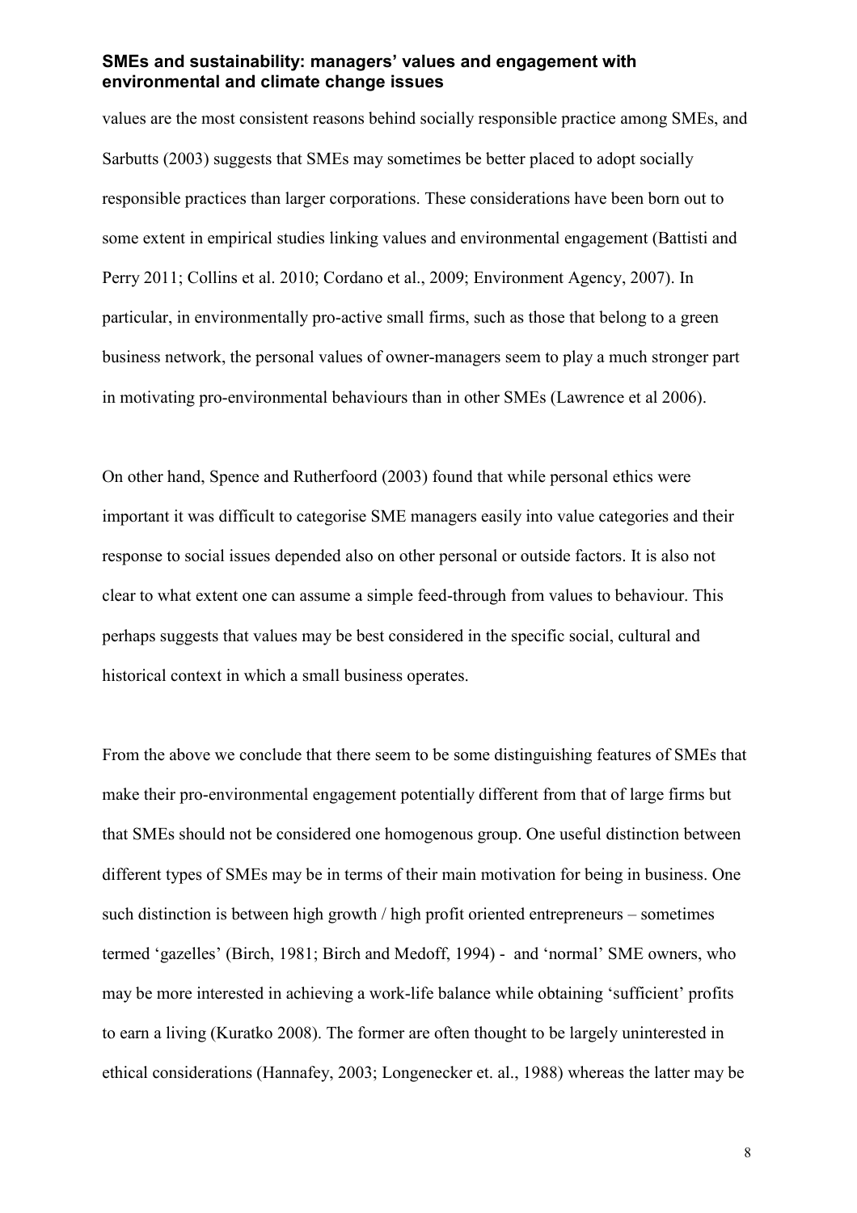values are the most consistent reasons behind socially responsible practice among SMEs, and Sarbutts (2003) suggests that SMEs may sometimes be better placed to adopt socially responsible practices than larger corporations. These considerations have been born out to some extent in empirical studies linking values and environmental engagement (Battisti and Perry 2011; Collins et al. 2010; Cordano et al., 2009; Environment Agency, 2007). In particular, in environmentally pro-active small firms, such as those that belong to a green business network, the personal values of owner-managers seem to play a much stronger part in motivating pro-environmental behaviours than in other SMEs (Lawrence et al 2006).

On other hand, Spence and Rutherfoord (2003) found that while personal ethics were important it was difficult to categorise SME managers easily into value categories and their response to social issues depended also on other personal or outside factors. It is also not clear to what extent one can assume a simple feed-through from values to behaviour. This perhaps suggests that values may be best considered in the specific social, cultural and historical context in which a small business operates.

From the above we conclude that there seem to be some distinguishing features of SMEs that make their pro-environmental engagement potentially different from that of large firms but that SMEs should not be considered one homogenous group. One useful distinction between different types of SMEs may be in terms of their main motivation for being in business. One such distinction is between high growth / high profit oriented entrepreneurs – sometimes termed 'gazelles' (Birch, 1981; Birch and Medoff, 1994) - and 'normal' SME owners, who may be more interested in achieving a work-life balance while obtaining 'sufficient' profits to earn a living (Kuratko 2008). The former are often thought to be largely uninterested in ethical considerations (Hannafey, 2003; Longenecker et. al., 1988) whereas the latter may be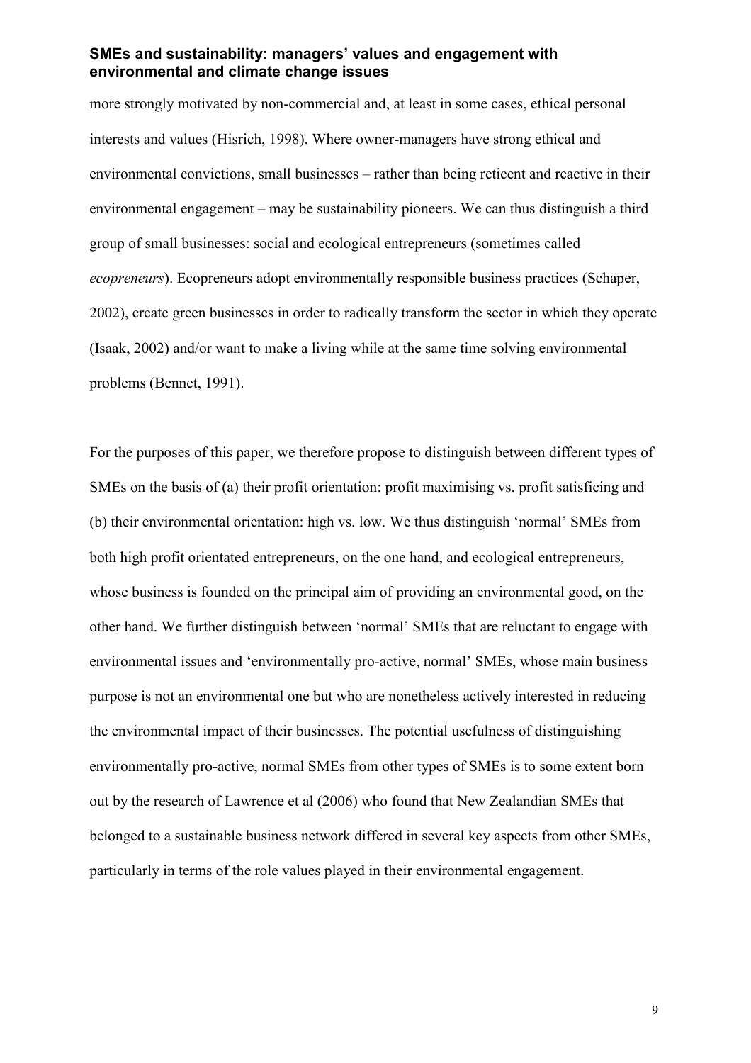more strongly motivated by non-commercial and, at least in some cases, ethical personal interests and values (Hisrich, 1998). Where owner-managers have strong ethical and environmental convictions, small businesses – rather than being reticent and reactive in their environmental engagement – may be sustainability pioneers. We can thus distinguish a third group of small businesses: social and ecological entrepreneurs (sometimes called *ecopreneurs*). Ecopreneurs adopt environmentally responsible business practices (Schaper, 2002), create green businesses in order to radically transform the sector in which they operate (Isaak, 2002) and/or want to make a living while at the same time solving environmental problems (Bennet, 1991).

For the purposes of this paper, we therefore propose to distinguish between different types of SMEs on the basis of (a) their profit orientation: profit maximising vs. profit satisficing and (b) their environmental orientation: high vs. low. We thus distinguish 'normal' SMEs from both high profit orientated entrepreneurs, on the one hand, and ecological entrepreneurs, whose business is founded on the principal aim of providing an environmental good, on the other hand. We further distinguish between 'normal' SMEs that are reluctant to engage with environmental issues and 'environmentally pro-active, normal' SMEs, whose main business purpose is not an environmental one but who are nonetheless actively interested in reducing the environmental impact of their businesses. The potential usefulness of distinguishing environmentally pro-active, normal SMEs from other types of SMEs is to some extent born out by the research of Lawrence et al (2006) who found that New Zealandian SMEs that belonged to a sustainable business network differed in several key aspects from other SMEs, particularly in terms of the role values played in their environmental engagement.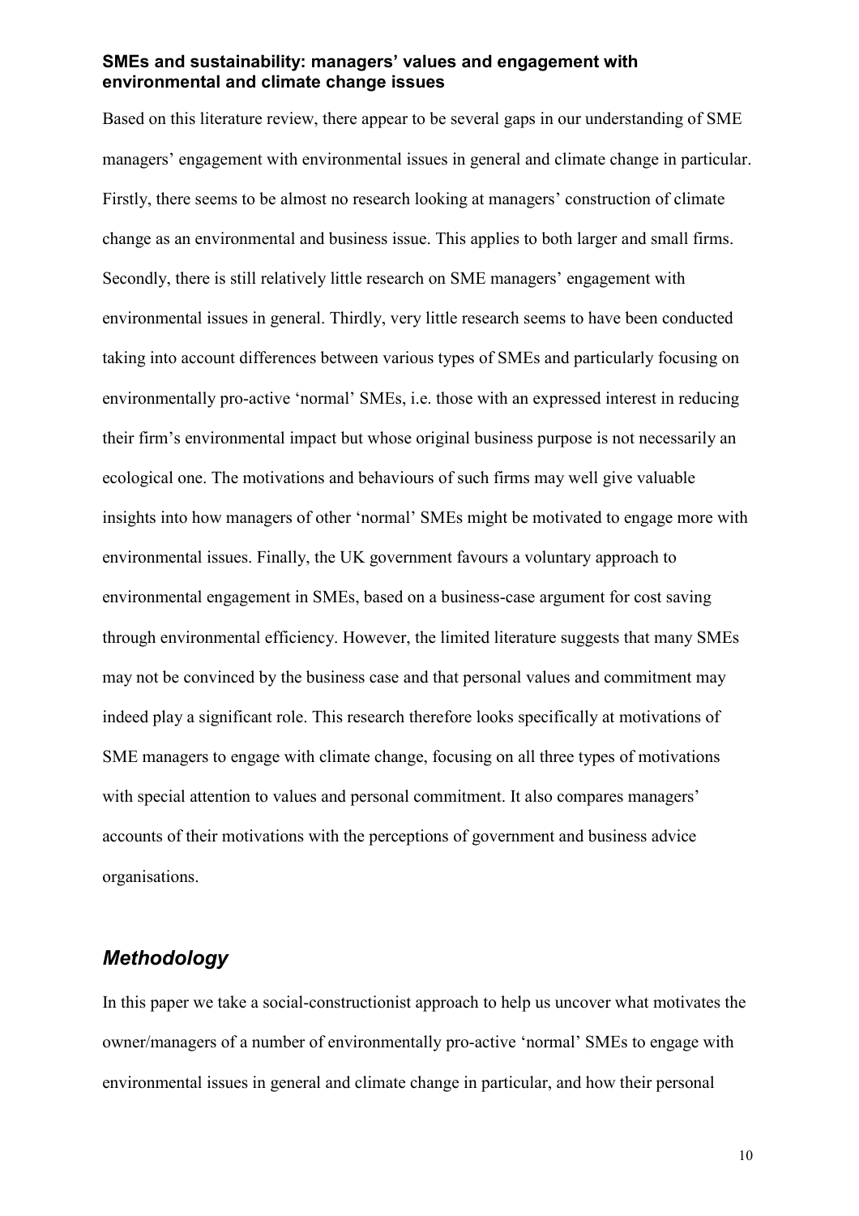Based on this literature review, there appear to be several gaps in our understanding of SME managers' engagement with environmental issues in general and climate change in particular. Firstly, there seems to be almost no research looking at managers' construction of climate change as an environmental and business issue. This applies to both larger and small firms. Secondly, there is still relatively little research on SME managers' engagement with environmental issues in general. Thirdly, very little research seems to have been conducted taking into account differences between various types of SMEs and particularly focusing on environmentally pro-active 'normal' SMEs, i.e. those with an expressed interest in reducing their firm's environmental impact but whose original business purpose is not necessarily an ecological one. The motivations and behaviours of such firms may well give valuable insights into how managers of other 'normal' SMEs might be motivated to engage more with environmental issues. Finally, the UK government favours a voluntary approach to environmental engagement in SMEs, based on a business-case argument for cost saving through environmental efficiency. However, the limited literature suggests that many SMEs may not be convinced by the business case and that personal values and commitment may indeed play a significant role. This research therefore looks specifically at motivations of SME managers to engage with climate change, focusing on all three types of motivations with special attention to values and personal commitment. It also compares managers' accounts of their motivations with the perceptions of government and business advice organisations.

## *Methodology*

In this paper we take a social-constructionist approach to help us uncover what motivates the owner/managers of a number of environmentally pro-active 'normal' SMEs to engage with environmental issues in general and climate change in particular, and how their personal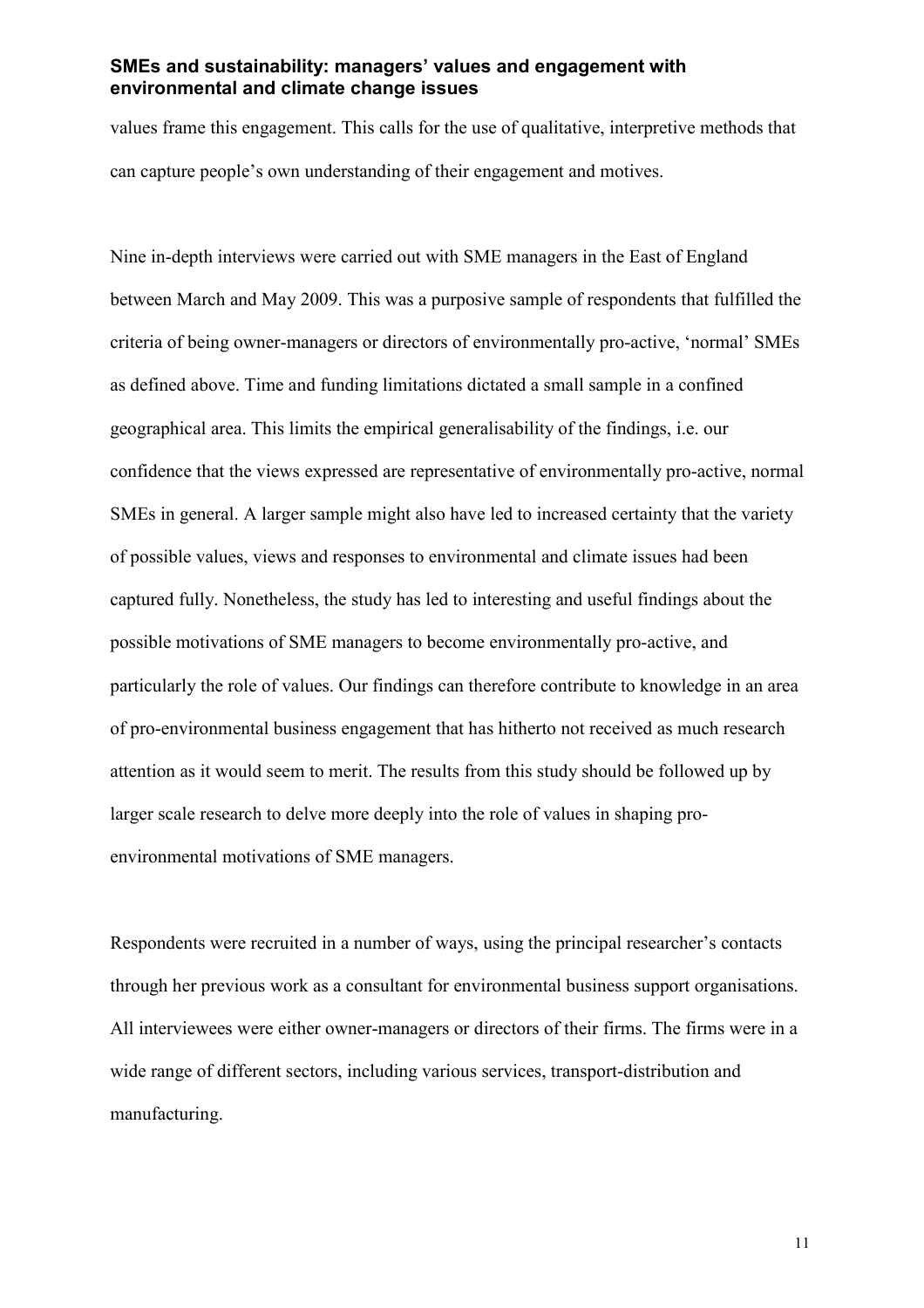values frame this engagement. This calls for the use of qualitative, interpretive methods that can capture people's own understanding of their engagement and motives.

Nine in-depth interviews were carried out with SME managers in the East of England between March and May 2009. This was a purposive sample of respondents that fulfilled the criteria of being owner-managers or directors of environmentally pro-active, 'normal' SMEs as defined above. Time and funding limitations dictated a small sample in a confined geographical area. This limits the empirical generalisability of the findings, i.e. our confidence that the views expressed are representative of environmentally pro-active, normal SMEs in general. A larger sample might also have led to increased certainty that the variety of possible values, views and responses to environmental and climate issues had been captured fully. Nonetheless, the study has led to interesting and useful findings about the possible motivations of SME managers to become environmentally pro-active, and particularly the role of values. Our findings can therefore contribute to knowledge in an area of pro-environmental business engagement that has hitherto not received as much research attention as it would seem to merit. The results from this study should be followed up by larger scale research to delve more deeply into the role of values in shaping pro-environmental motivations of SME managers.

Respondents were recruited in a number of ways, using the principal researcher's contacts through her previous work as a consultant for environmental business support organisations. All interviewees were either owner-managers or directors of their firms. The firms were in a wide range of different sectors, including various services, transport-distribution and manufacturing.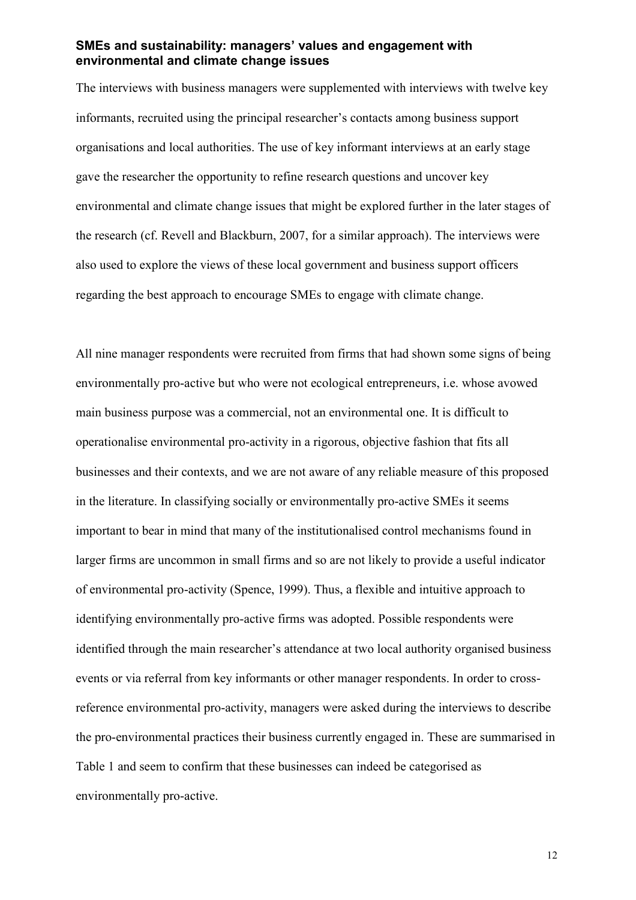The interviews with business managers were supplemented with interviews with twelve key informants, recruited using the principal researcher's contacts among business support organisations and local authorities. The use of key informant interviews at an early stage gave the researcher the opportunity to refine research questions and uncover key environmental and climate change issues that might be explored further in the later stages of the research (cf. Revell and Blackburn, 2007, for a similar approach). The interviews were also used to explore the views of these local government and business support officers regarding the best approach to encourage SMEs to engage with climate change.

All nine manager respondents were recruited from firms that had shown some signs of being environmentally pro-active but who were not ecological entrepreneurs, i.e. whose avowed main business purpose was a commercial, not an environmental one. It is difficult to operationalise environmental pro-activity in a rigorous, objective fashion that fits all businesses and their contexts, and we are not aware of any reliable measure of this proposed in the literature. In classifying socially or environmentally pro-active SMEs it seems important to bear in mind that many of the institutionalised control mechanisms found in larger firms are uncommon in small firms and so are not likely to provide a useful indicator of environmental pro-activity (Spence, 1999). Thus, a flexible and intuitive approach to identifying environmentally pro-active firms was adopted. Possible respondents were identified through the main researcher's attendance at two local authority organised business events or via referral from key informants or other manager respondents. In order to cross-reference environmental pro-activity, managers were asked during the interviews to describe the pro-environmental practices their business currently engaged in. These are summarised in Table 1 and seem to confirm that these businesses can indeed be categorised as environmentally pro-active.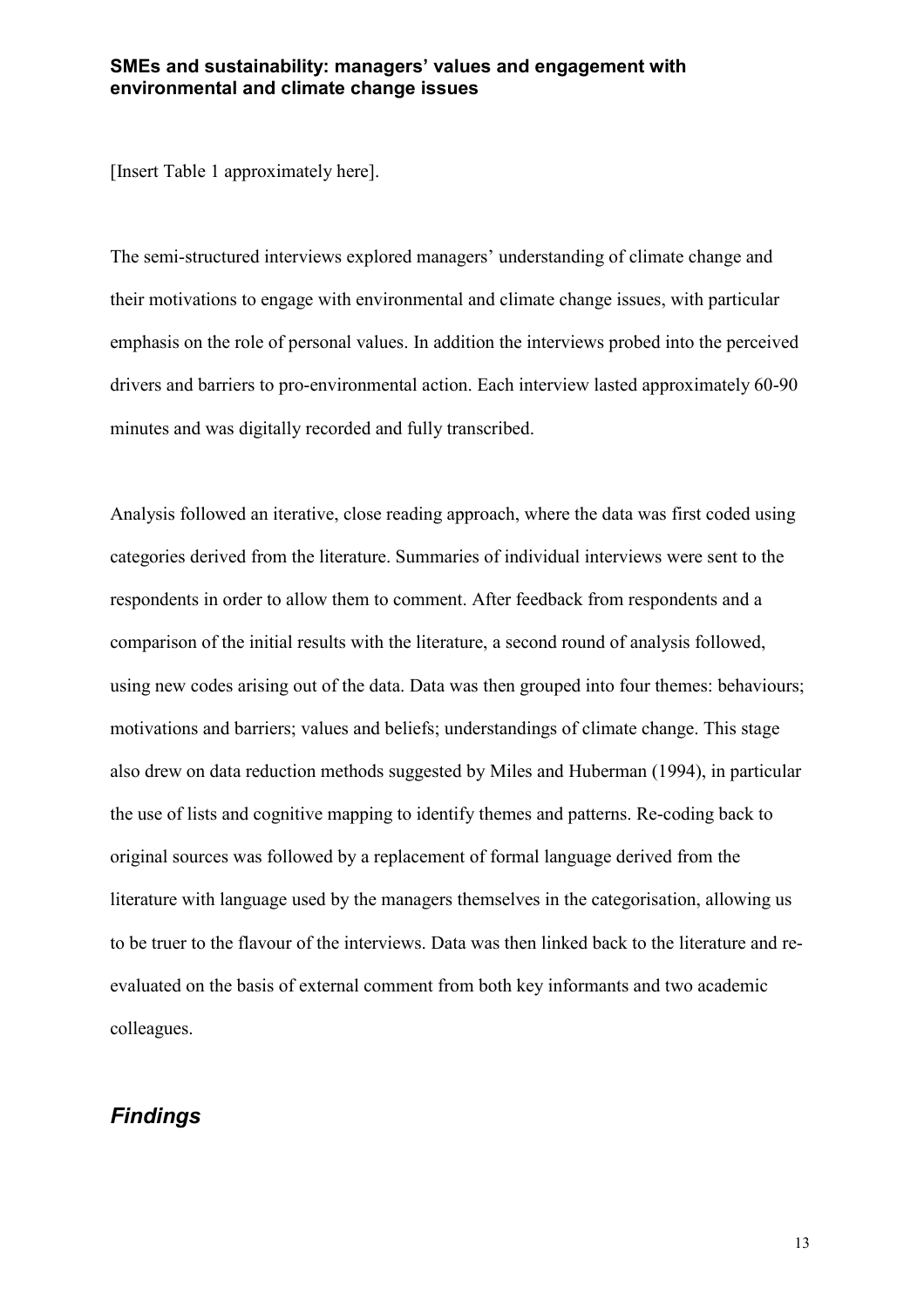[Insert Table 1 approximately here].

The semi-structured interviews explored managers' understanding of climate change and their motivations to engage with environmental and climate change issues, with particular emphasis on the role of personal values. In addition the interviews probed into the perceived drivers and barriers to pro-environmental action. Each interview lasted approximately 60-90 minutes and was digitally recorded and fully transcribed.

Analysis followed an iterative, close reading approach, where the data was first coded using categories derived from the literature. Summaries of individual interviews were sent to the respondents in order to allow them to comment. After feedback from respondents and a comparison of the initial results with the literature, a second round of analysis followed, using new codes arising out of the data. Data was then grouped into four themes: behaviours; motivations and barriers; values and beliefs; understandings of climate change. This stage also drew on data reduction methods suggested by Miles and Huberman (1994), in particular the use of lists and cognitive mapping to identify themes and patterns. Re-coding back to original sources was followed by a replacement of formal language derived from the literature with language used by the managers themselves in the categorisation, allowing us to be truer to the flavour of the interviews. Data was then linked back to the literature and re-evaluated on the basis of external comment from both key informants and two academic colleagues.

## *Findings*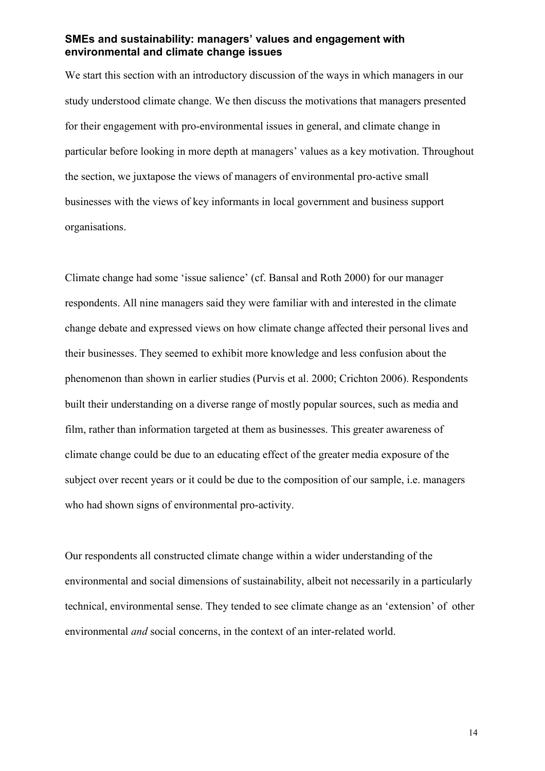### SMEs and sustainability: managers' values and engagement with environmental and climate change issues

We start this section with an introductory discussion of the ways in which managers in our study understood climate change. We then discuss the motivations that managers presented for their engagement with pro-environmental issues in general, and climate change in particular before looking in more depth at managers' values as a key motivation. Throughout the section, we juxtapose the views of managers of environmental pro-active small businesses with the views of key informants in local government and business support organisations.

Climate change had some 'issue salience' (cf. Bansal and Roth 2000) for our manager respondents. All nine managers said they were familiar with and interested in the climate change debate and expressed views on how climate change affected their personal lives and their businesses. They seemed to exhibit more knowledge and less confusion about the phenomenon than shown in earlier studies (Purvis et al. 2000; Crichton 2006). Respondents built their understanding on a diverse range of mostly popular sources, such as media and film, rather than information targeted at them as businesses. This greater awareness of climate change could be due to an educating effect of the greater media exposure of the subject over recent years or it could be due to the composition of our sample, i.e. managers who had shown signs of environmental pro-activity.

Our respondents all constructed climate change within a wider understanding of the environmental and social dimensions of sustainability, albeit not necessarily in a particularly technical, environmental sense. They tended to see climate change as an 'extension' of other environmental *and* social concerns, in the context of an inter-related world.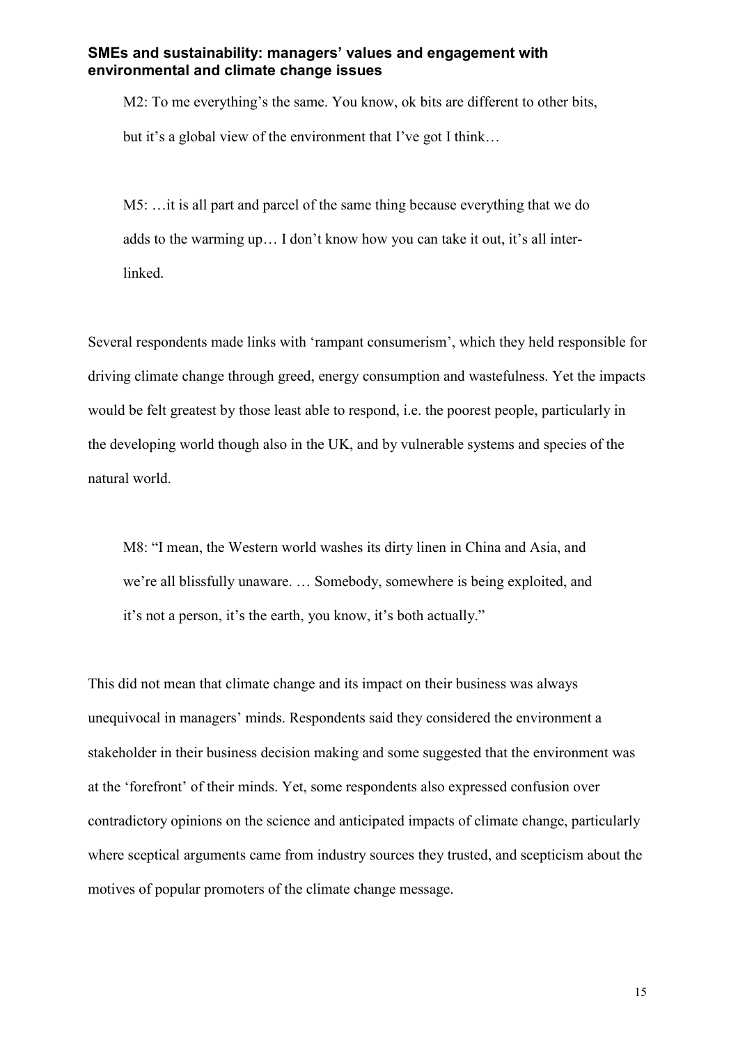M2: To me everything's the same. You know, ok bits are different to other bits, but it's a global view of the environment that I've got I think…

M5: …it is all part and parcel of the same thing because everything that we do adds to the warming up… I don't know how you can take it out, it's all inter-linked.

Several respondents made links with 'rampant consumerism', which they held responsible for driving climate change through greed, energy consumption and wastefulness. Yet the impacts would be felt greatest by those least able to respond, i.e. the poorest people, particularly in the developing world though also in the UK, and by vulnerable systems and species of the natural world.

M8: "I mean, the Western world washes its dirty linen in China and Asia, and we're all blissfully unaware. … Somebody, somewhere is being exploited, and it's not a person, it's the earth, you know, it's both actually."

This did not mean that climate change and its impact on their business was always unequivocal in managers' minds. Respondents said they considered the environment a stakeholder in their business decision making and some suggested that the environment was at the 'forefront' of their minds. Yet, some respondents also expressed confusion over contradictory opinions on the science and anticipated impacts of climate change, particularly where sceptical arguments came from industry sources they trusted, and scepticism about the motives of popular promoters of the climate change message.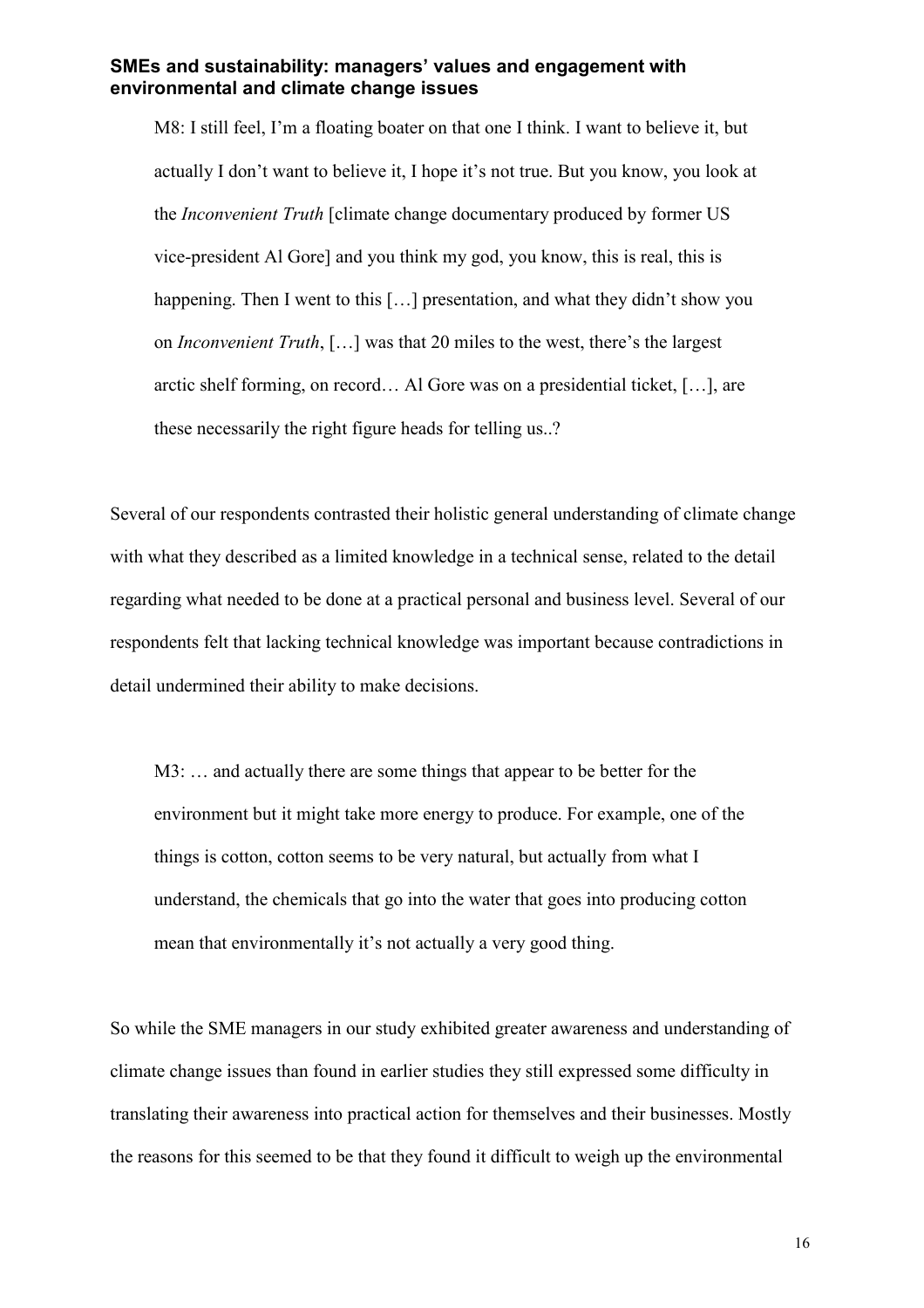> M8: I still feel, I'm a floating boater on that one I think. I want to believe it, but actually I don't want to believe it, I hope it's not true. But you know, you look at the *Inconvenient Truth* [climate change documentary produced by former US vice-president Al Gore] and you think my god, you know, this is real, this is happening. Then I went to this […] presentation, and what they didn't show you on *Inconvenient Truth*, […] was that 20 miles to the west, there's the largest arctic shelf forming, on record… Al Gore was on a presidential ticket, […], are these necessarily the right figure heads for telling us..?

Several of our respondents contrasted their holistic general understanding of climate change with what they described as a limited knowledge in a technical sense, related to the detail regarding what needed to be done at a practical personal and business level. Several of our respondents felt that lacking technical knowledge was important because contradictions in detail undermined their ability to make decisions.

> M3: … and actually there are some things that appear to be better for the environment but it might take more energy to produce. For example, one of the things is cotton, cotton seems to be very natural, but actually from what I understand, the chemicals that go into the water that goes into producing cotton mean that environmentally it's not actually a very good thing.

So while the SME managers in our study exhibited greater awareness and understanding of climate change issues than found in earlier studies they still expressed some difficulty in translating their awareness into practical action for themselves and their businesses. Mostly the reasons for this seemed to be that they found it difficult to weigh up the environmental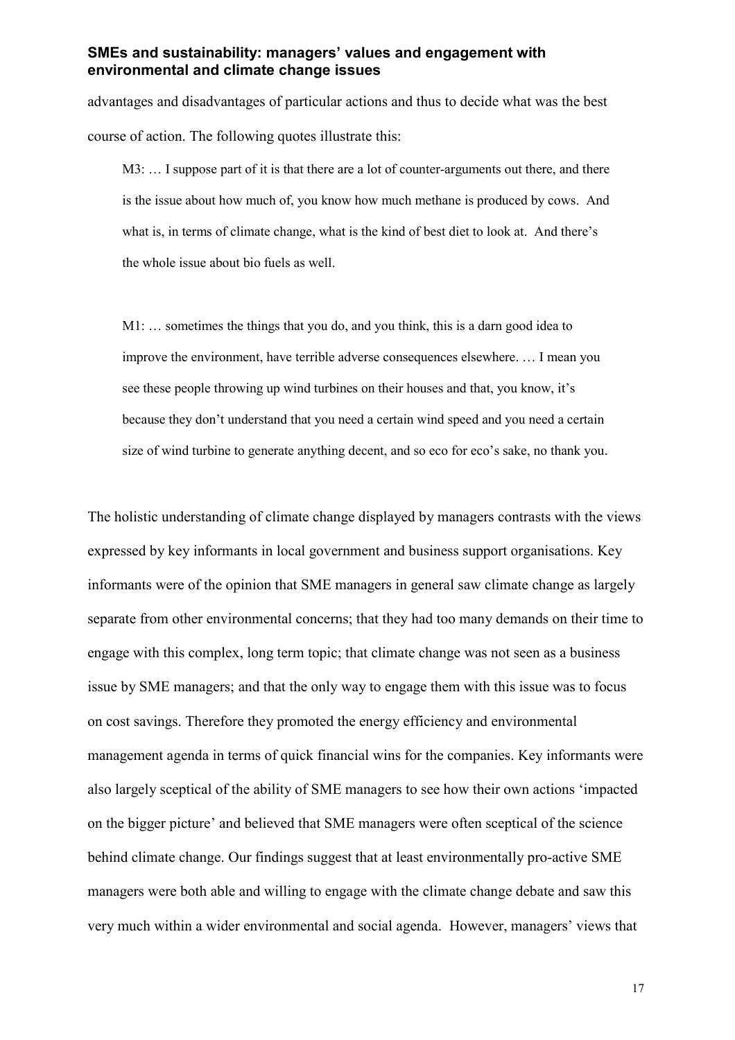advantages and disadvantages of particular actions and thus to decide what was the best course of action. The following quotes illustrate this:

> M3: … I suppose part of it is that there are a lot of counter-arguments out there, and there is the issue about how much of, you know how much methane is produced by cows. And what is, in terms of climate change, what is the kind of best diet to look at. And there's the whole issue about bio fuels as well.

> M1: … sometimes the things that you do, and you think, this is a darn good idea to improve the environment, have terrible adverse consequences elsewhere. … I mean you see these people throwing up wind turbines on their houses and that, you know, it's because they don't understand that you need a certain wind speed and you need a certain size of wind turbine to generate anything decent, and so eco for eco's sake, no thank you.

The holistic understanding of climate change displayed by managers contrasts with the views expressed by key informants in local government and business support organisations. Key informants were of the opinion that SME managers in general saw climate change as largely separate from other environmental concerns; that they had too many demands on their time to engage with this complex, long term topic; that climate change was not seen as a business issue by SME managers; and that the only way to engage them with this issue was to focus on cost savings. Therefore they promoted the energy efficiency and environmental management agenda in terms of quick financial wins for the companies. Key informants were also largely sceptical of the ability of SME managers to see how their own actions 'impacted on the bigger picture' and believed that SME managers were often sceptical of the science behind climate change. Our findings suggest that at least environmentally pro-active SME managers were both able and willing to engage with the climate change debate and saw this very much within a wider environmental and social agenda. However, managers' views that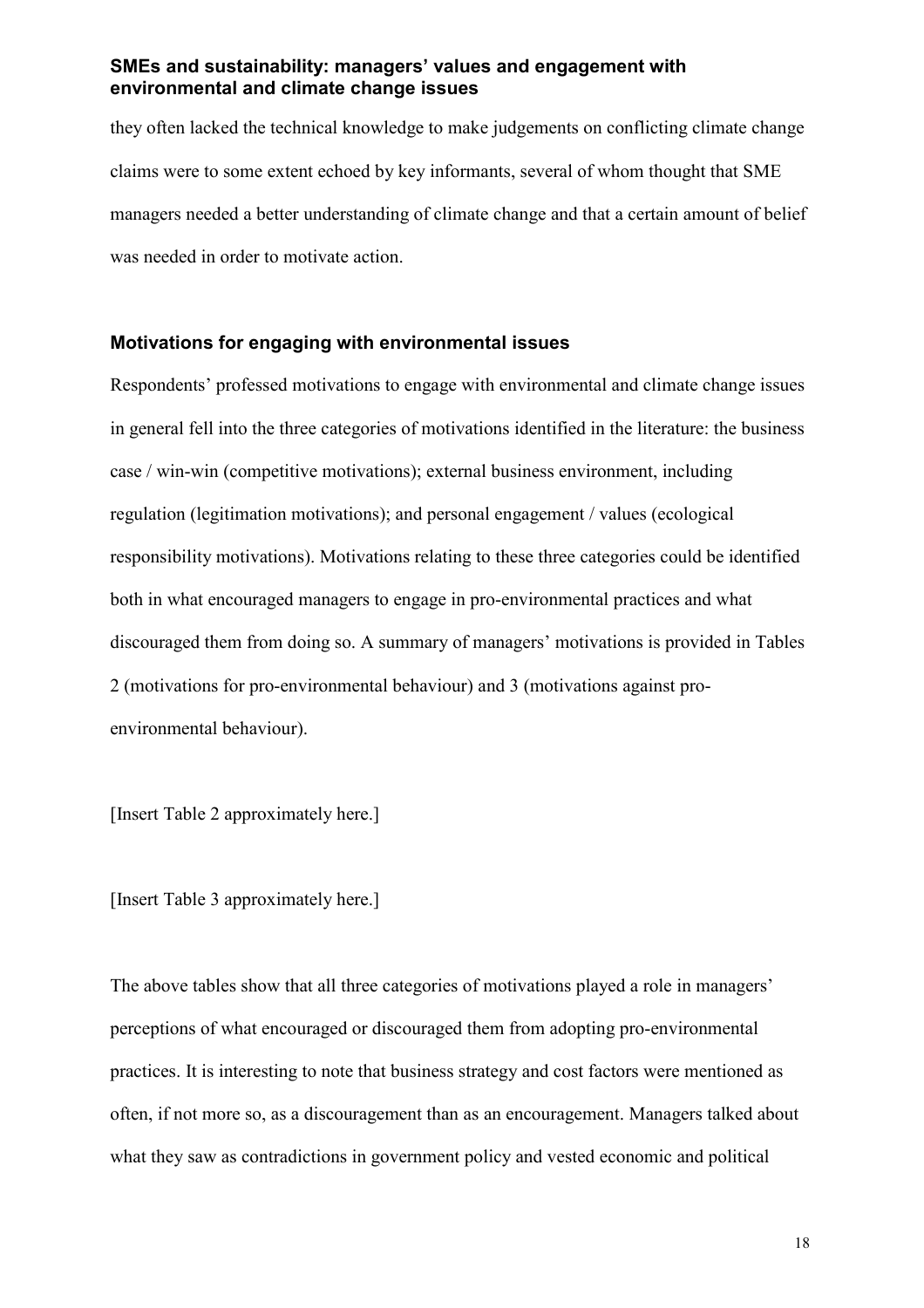they often lacked the technical knowledge to make judgements on conflicting climate change claims were to some extent echoed by key informants, several of whom thought that SME managers needed a better understanding of climate change and that a certain amount of belief was needed in order to motivate action.

## Motivations for engaging with environmental issues

Respondents' professed motivations to engage with environmental and climate change issues in general fell into the three categories of motivations identified in the literature: the business case / win-win (competitive motivations); external business environment, including regulation (legitimation motivations); and personal engagement / values (ecological responsibility motivations). Motivations relating to these three categories could be identified both in what encouraged managers to engage in pro-environmental practices and what discouraged them from doing so. A summary of managers' motivations is provided in Tables 2 (motivations for pro-environmental behaviour) and 3 (motivations against pro-environmental behaviour).

[Insert Table 2 approximately here.]

[Insert Table 3 approximately here.]

The above tables show that all three categories of motivations played a role in managers' perceptions of what encouraged or discouraged them from adopting pro-environmental practices. It is interesting to note that business strategy and cost factors were mentioned as often, if not more so, as a discouragement than as an encouragement. Managers talked about what they saw as contradictions in government policy and vested economic and political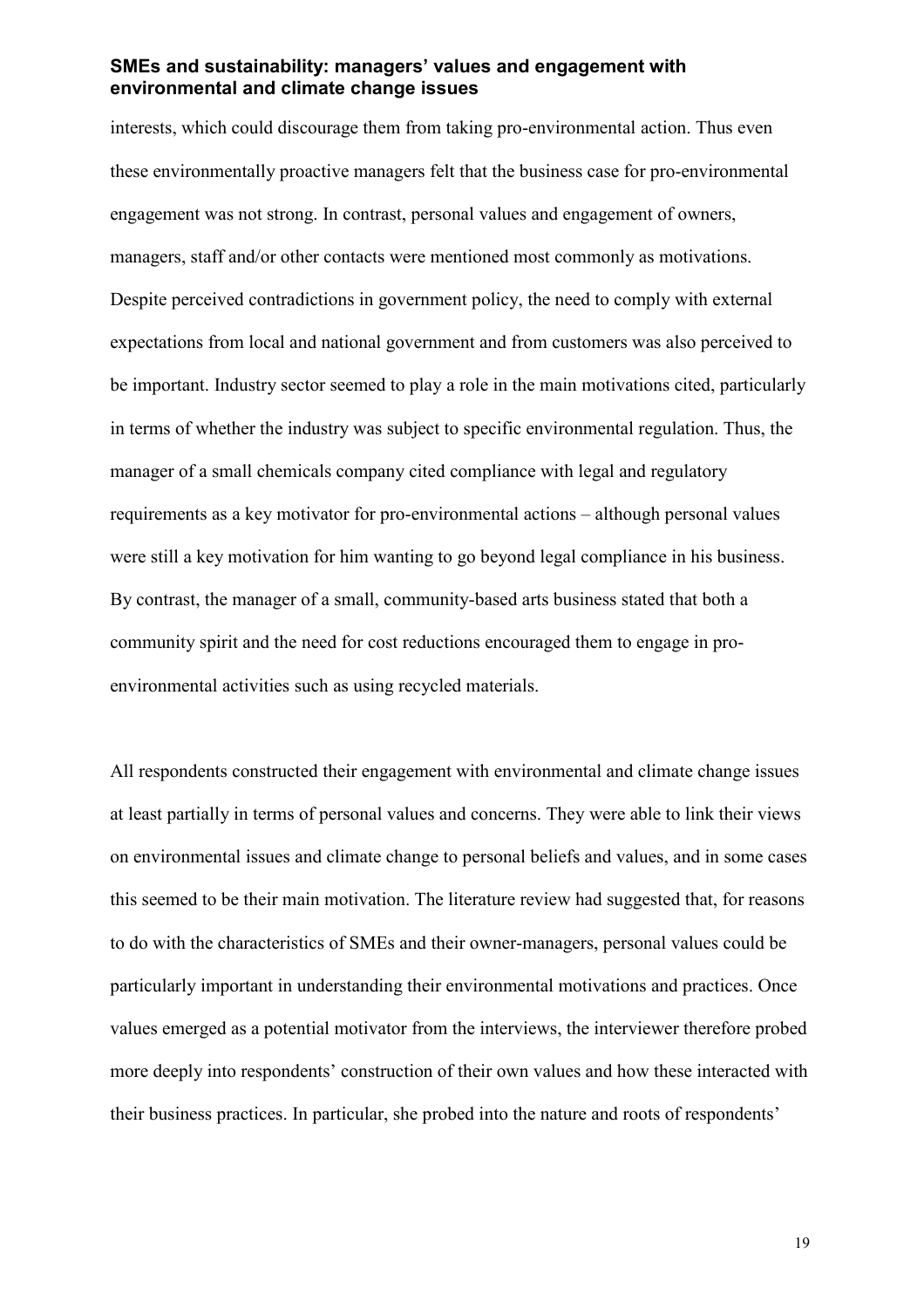interests, which could discourage them from taking pro-environmental action. Thus even these environmentally proactive managers felt that the business case for pro-environmental engagement was not strong. In contrast, personal values and engagement of owners, managers, staff and/or other contacts were mentioned most commonly as motivations. Despite perceived contradictions in government policy, the need to comply with external expectations from local and national government and from customers was also perceived to be important. Industry sector seemed to play a role in the main motivations cited, particularly in terms of whether the industry was subject to specific environmental regulation. Thus, the manager of a small chemicals company cited compliance with legal and regulatory requirements as a key motivator for pro-environmental actions – although personal values were still a key motivation for him wanting to go beyond legal compliance in his business. By contrast, the manager of a small, community-based arts business stated that both a community spirit and the need for cost reductions encouraged them to engage in pro-environmental activities such as using recycled materials.

All respondents constructed their engagement with environmental and climate change issues at least partially in terms of personal values and concerns. They were able to link their views on environmental issues and climate change to personal beliefs and values, and in some cases this seemed to be their main motivation. The literature review had suggested that, for reasons to do with the characteristics of SMEs and their owner-managers, personal values could be particularly important in understanding their environmental motivations and practices. Once values emerged as a potential motivator from the interviews, the interviewer therefore probed more deeply into respondents' construction of their own values and how these interacted with their business practices. In particular, she probed into the nature and roots of respondents'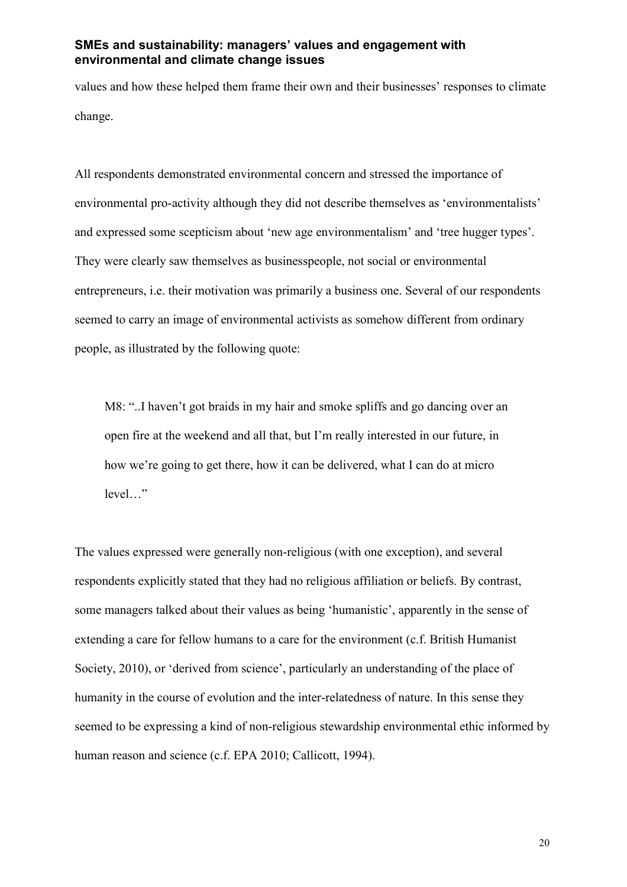values and how these helped them frame their own and their businesses' responses to climate change.

All respondents demonstrated environmental concern and stressed the importance of environmental pro-activity although they did not describe themselves as 'environmentalists' and expressed some scepticism about 'new age environmentalism' and 'tree hugger types'. They were clearly saw themselves as businesspeople, not social or environmental entrepreneurs, i.e. their motivation was primarily a business one. Several of our respondents seemed to carry an image of environmental activists as somehow different from ordinary people, as illustrated by the following quote:

> M8: "..I haven't got braids in my hair and smoke spliffs and go dancing over an open fire at the weekend and all that, but I'm really interested in our future, in how we're going to get there, how it can be delivered, what I can do at micro level…"

The values expressed were generally non-religious (with one exception), and several respondents explicitly stated that they had no religious affiliation or beliefs. By contrast, some managers talked about their values as being 'humanistic', apparently in the sense of extending a care for fellow humans to a care for the environment (c.f. British Humanist Society, 2010), or 'derived from science', particularly an understanding of the place of humanity in the course of evolution and the inter-relatedness of nature. In this sense they seemed to be expressing a kind of non-religious stewardship environmental ethic informed by human reason and science (c.f. EPA 2010; Callicott, 1994).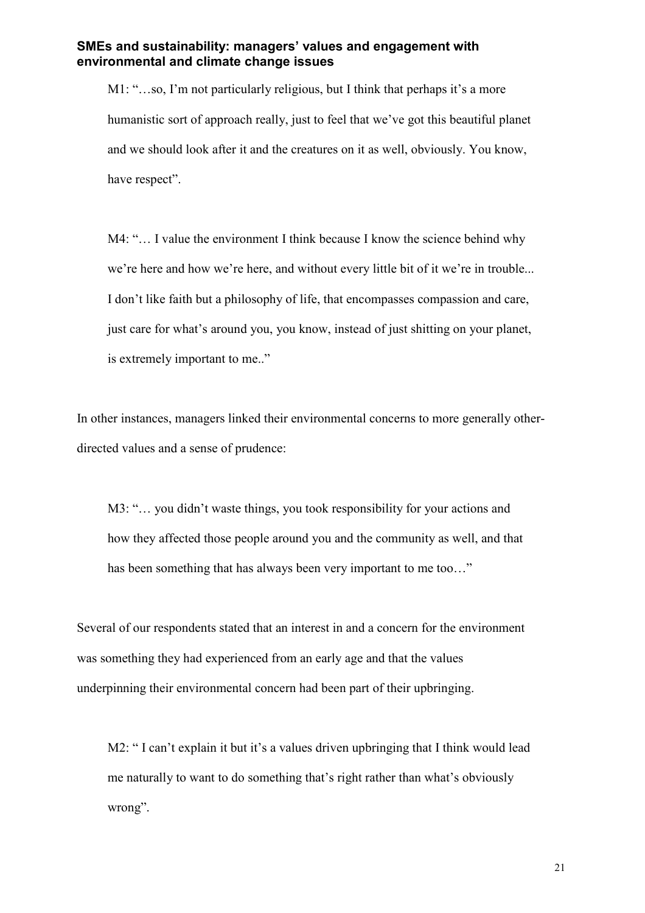M1: "…so, I'm not particularly religious, but I think that perhaps it's a more humanistic sort of approach really, just to feel that we've got this beautiful planet and we should look after it and the creatures on it as well, obviously. You know, have respect".

M4: "… I value the environment I think because I know the science behind why we're here and how we're here, and without every little bit of it we're in trouble... I don't like faith but a philosophy of life, that encompasses compassion and care, just care for what's around you, you know, instead of just shitting on your planet, is extremely important to me.."

In other instances, managers linked their environmental concerns to more generally other-directed values and a sense of prudence:

M3: "… you didn't waste things, you took responsibility for your actions and how they affected those people around you and the community as well, and that has been something that has always been very important to me too…"

Several of our respondents stated that an interest in and a concern for the environment was something they had experienced from an early age and that the values underpinning their environmental concern had been part of their upbringing.

M2: " I can't explain it but it's a values driven upbringing that I think would lead me naturally to want to do something that's right rather than what's obviously wrong".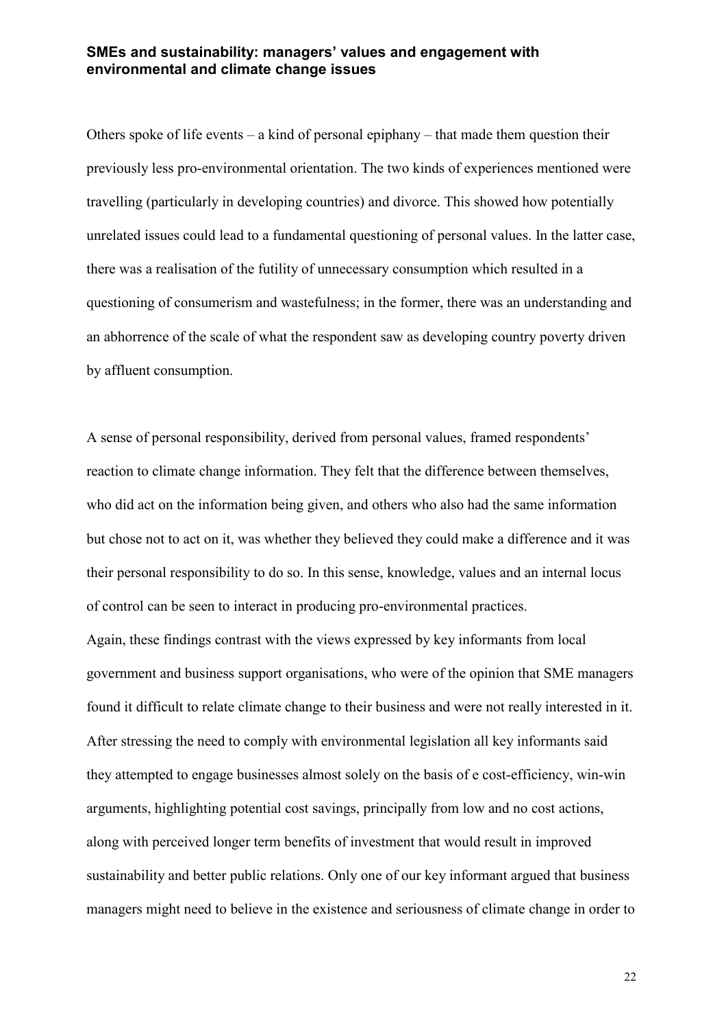Others spoke of life events – a kind of personal epiphany – that made them question their previously less pro-environmental orientation. The two kinds of experiences mentioned were travelling (particularly in developing countries) and divorce. This showed how potentially unrelated issues could lead to a fundamental questioning of personal values. In the latter case, there was a realisation of the futility of unnecessary consumption which resulted in a questioning of consumerism and wastefulness; in the former, there was an understanding and an abhorrence of the scale of what the respondent saw as developing country poverty driven by affluent consumption.

A sense of personal responsibility, derived from personal values, framed respondents' reaction to climate change information. They felt that the difference between themselves, who did act on the information being given, and others who also had the same information but chose not to act on it, was whether they believed they could make a difference and it was their personal responsibility to do so. In this sense, knowledge, values and an internal locus of control can be seen to interact in producing pro-environmental practices.

Again, these findings contrast with the views expressed by key informants from local government and business support organisations, who were of the opinion that SME managers found it difficult to relate climate change to their business and were not really interested in it. After stressing the need to comply with environmental legislation all key informants said they attempted to engage businesses almost solely on the basis of e cost-efficiency, win-win arguments, highlighting potential cost savings, principally from low and no cost actions, along with perceived longer term benefits of investment that would result in improved sustainability and better public relations. Only one of our key informant argued that business managers might need to believe in the existence and seriousness of climate change in order to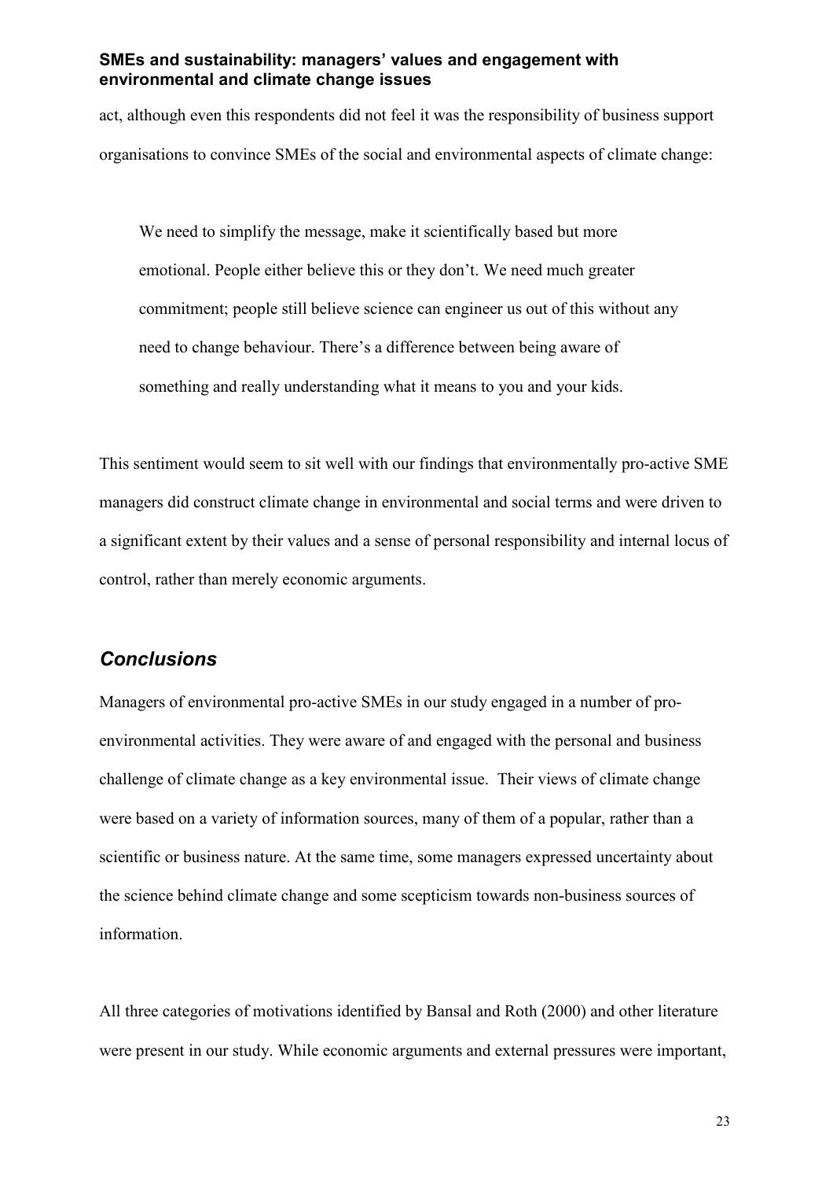act, although even this respondents did not feel it was the responsibility of business support organisations to convince SMEs of the social and environmental aspects of climate change:

> We need to simplify the message, make it scientifically based but more emotional. People either believe this or they don't. We need much greater commitment; people still believe science can engineer us out of this without any need to change behaviour. There's a difference between being aware of something and really understanding what it means to you and your kids.

This sentiment would seem to sit well with our findings that environmentally pro-active SME managers did construct climate change in environmental and social terms and were driven to a significant extent by their values and a sense of personal responsibility and internal locus of control, rather than merely economic arguments.

## *Conclusions*

Managers of environmental pro-active SMEs in our study engaged in a number of pro-environmental activities. They were aware of and engaged with the personal and business challenge of climate change as a key environmental issue. Their views of climate change were based on a variety of information sources, many of them of a popular, rather than a scientific or business nature. At the same time, some managers expressed uncertainty about the science behind climate change and some scepticism towards non-business sources of information.

All three categories of motivations identified by Bansal and Roth (2000) and other literature were present in our study. While economic arguments and external pressures were important,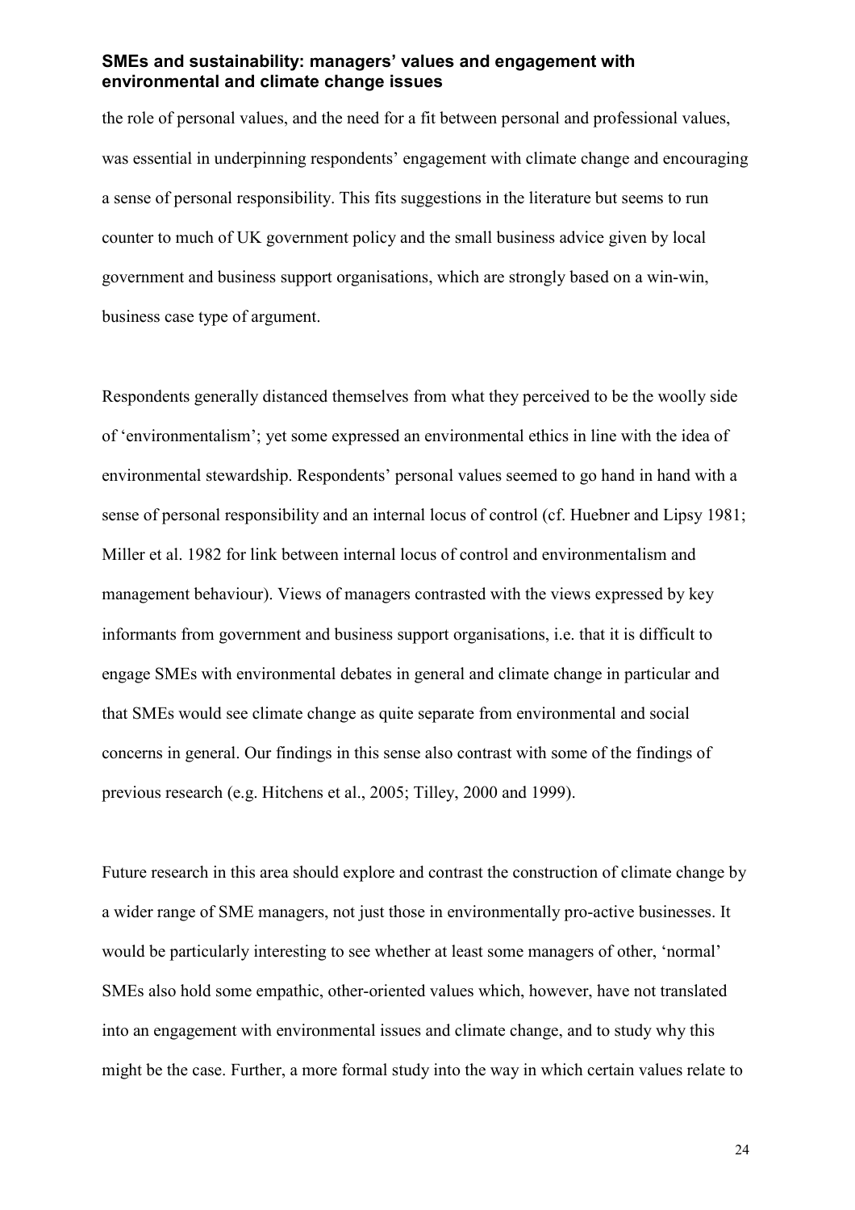the role of personal values, and the need for a fit between personal and professional values, was essential in underpinning respondents' engagement with climate change and encouraging a sense of personal responsibility. This fits suggestions in the literature but seems to run counter to much of UK government policy and the small business advice given by local government and business support organisations, which are strongly based on a win-win, business case type of argument.

Respondents generally distanced themselves from what they perceived to be the woolly side of 'environmentalism'; yet some expressed an environmental ethics in line with the idea of environmental stewardship. Respondents' personal values seemed to go hand in hand with a sense of personal responsibility and an internal locus of control (cf. Huebner and Lipsy 1981; Miller et al. 1982 for link between internal locus of control and environmentalism and management behaviour). Views of managers contrasted with the views expressed by key informants from government and business support organisations, i.e. that it is difficult to engage SMEs with environmental debates in general and climate change in particular and that SMEs would see climate change as quite separate from environmental and social concerns in general. Our findings in this sense also contrast with some of the findings of previous research (e.g. Hitchens et al., 2005; Tilley, 2000 and 1999).

Future research in this area should explore and contrast the construction of climate change by a wider range of SME managers, not just those in environmentally pro-active businesses. It would be particularly interesting to see whether at least some managers of other, 'normal' SMEs also hold some empathic, other-oriented values which, however, have not translated into an engagement with environmental issues and climate change, and to study why this might be the case. Further, a more formal study into the way in which certain values relate to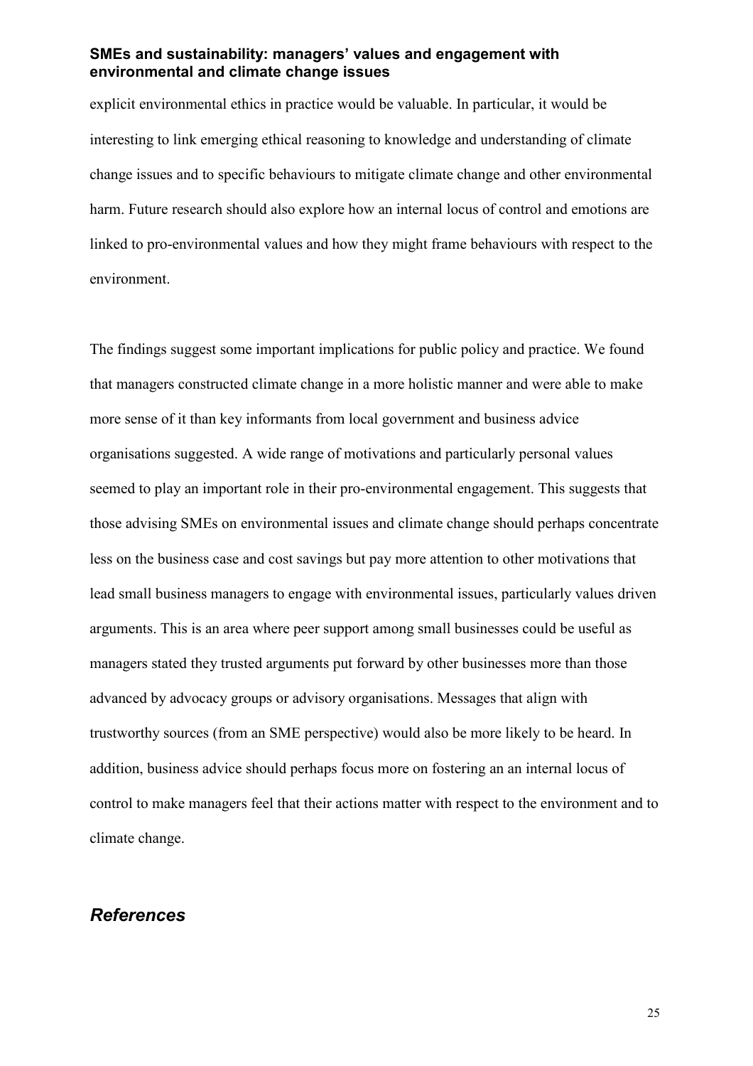explicit environmental ethics in practice would be valuable. In particular, it would be interesting to link emerging ethical reasoning to knowledge and understanding of climate change issues and to specific behaviours to mitigate climate change and other environmental harm. Future research should also explore how an internal locus of control and emotions are linked to pro-environmental values and how they might frame behaviours with respect to the environment.

The findings suggest some important implications for public policy and practice. We found that managers constructed climate change in a more holistic manner and were able to make more sense of it than key informants from local government and business advice organisations suggested. A wide range of motivations and particularly personal values seemed to play an important role in their pro-environmental engagement. This suggests that those advising SMEs on environmental issues and climate change should perhaps concentrate less on the business case and cost savings but pay more attention to other motivations that lead small business managers to engage with environmental issues, particularly values driven arguments. This is an area where peer support among small businesses could be useful as managers stated they trusted arguments put forward by other businesses more than those advanced by advocacy groups or advisory organisations. Messages that align with trustworthy sources (from an SME perspective) would also be more likely to be heard. In addition, business advice should perhaps focus more on fostering an an internal locus of control to make managers feel that their actions matter with respect to the environment and to climate change.

## *References*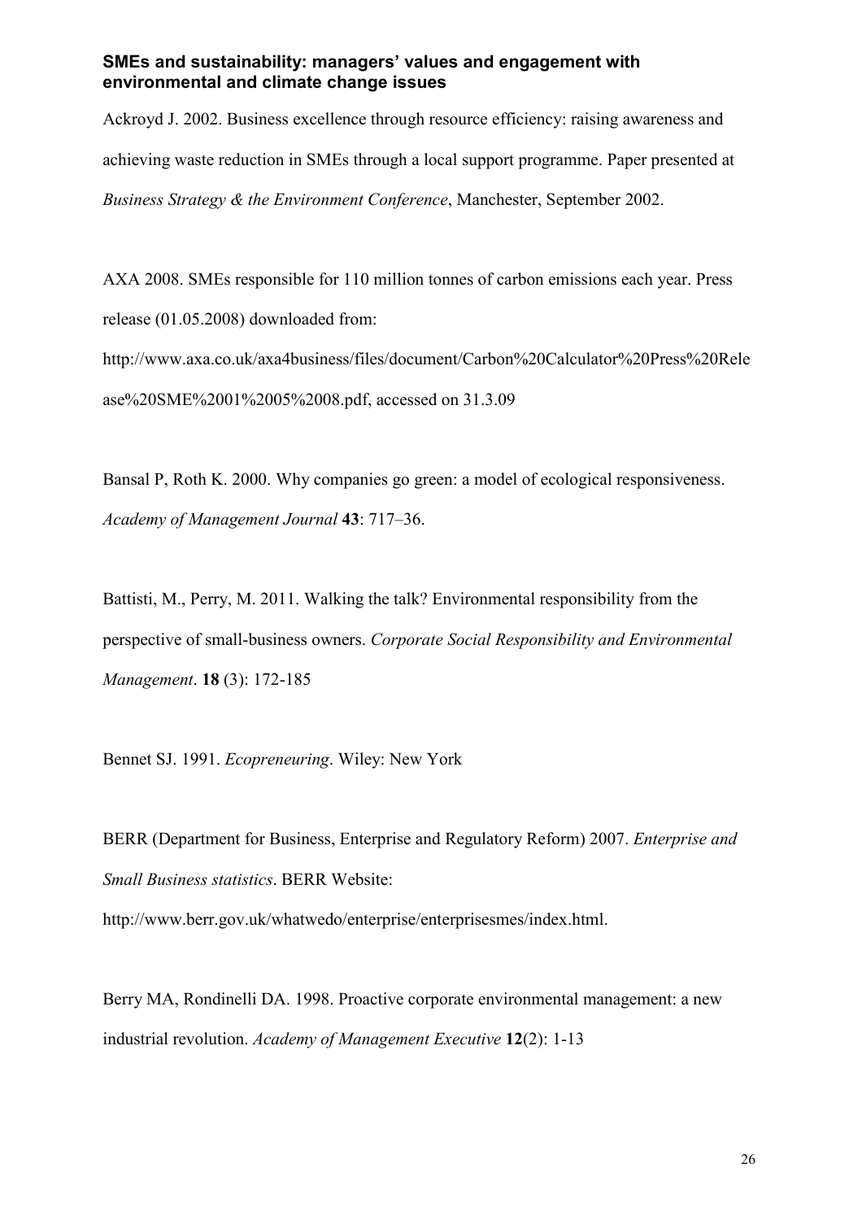**SMEs and sustainability: managers' values and engagement with environmental and climate change issues**

Ackroyd J. 2002. Business excellence through resource efficiency: raising awareness and achieving waste reduction in SMEs through a local support programme. Paper presented at *Business Strategy & the Environment Conference*, Manchester, September 2002.

AXA 2008. SMEs responsible for 110 million tonnes of carbon emissions each year. Press release (01.05.2008) downloaded from: http://www.axa.co.uk/axa4business/files/document/Carbon%20Calculator%20Press%20Release%20SME%2001%2005%2008.pdf, accessed on 31.3.09

Bansal P, Roth K. 2000. Why companies go green: a model of ecological responsiveness. *Academy of Management Journal* **43**: 717–36.

Battisti, M., Perry, M. 2011. Walking the talk? Environmental responsibility from the perspective of small-business owners. *Corporate Social Responsibility and Environmental Management*. **18** (3): 172-185

Bennet SJ. 1991. *Ecopreneuring*. Wiley: New York

BERR (Department for Business, Enterprise and Regulatory Reform) 2007. *Enterprise and Small Business statistics*. BERR Website: http://www.berr.gov.uk/whatwedo/enterprise/enterprisesmes/index.html.

Berry MA, Rondinelli DA. 1998. Proactive corporate environmental management: a new industrial revolution. *Academy of Management Executive* **12**(2): 1-13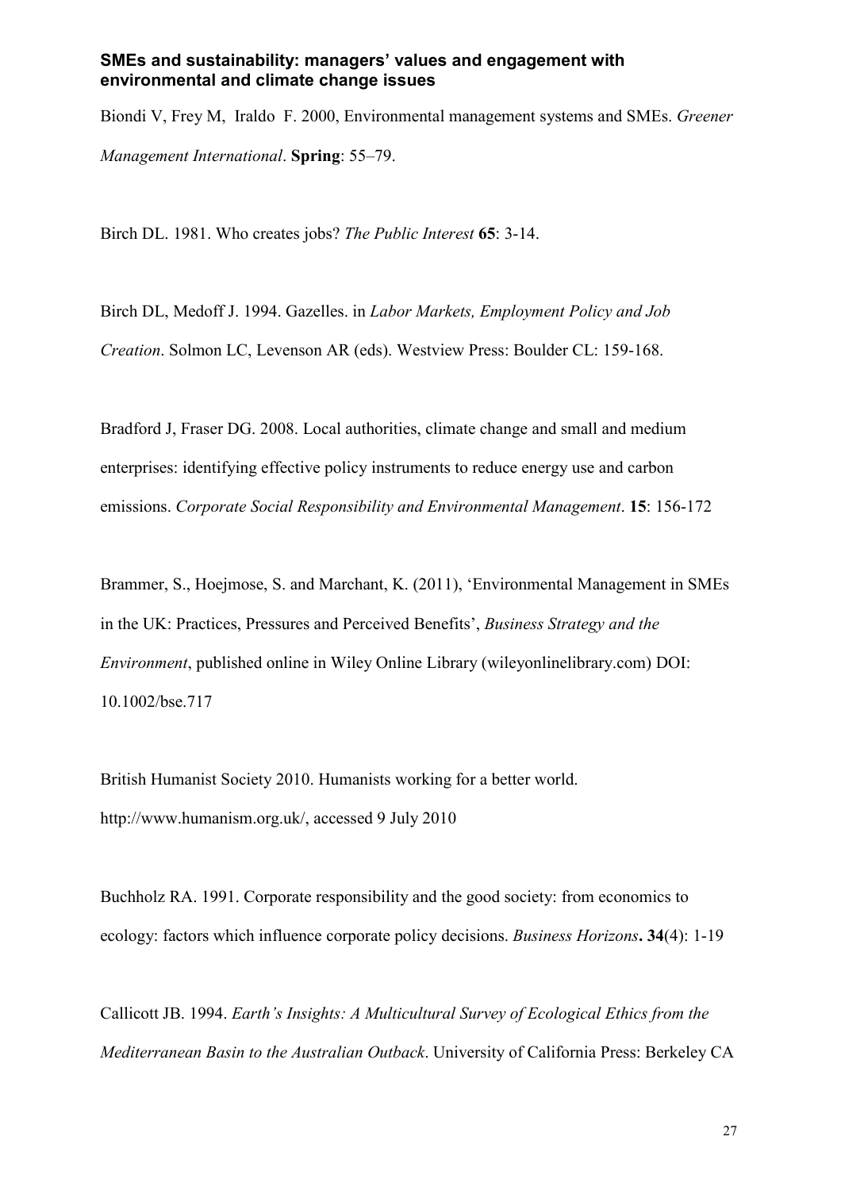**SMEs and sustainability: managers' values and engagement with environmental and climate change issues**

Biondi V, Frey M, Iraldo F. 2000, Environmental management systems and SMEs. *Greener Management International*. **Spring**: 55–79.

Birch DL. 1981. Who creates jobs? *The Public Interest* **65**: 3-14.

Birch DL, Medoff J. 1994. Gazelles. in *Labor Markets, Employment Policy and Job Creation*. Solmon LC, Levenson AR (eds). Westview Press: Boulder CL: 159-168.

Bradford J, Fraser DG. 2008. Local authorities, climate change and small and medium enterprises: identifying effective policy instruments to reduce energy use and carbon emissions. *Corporate Social Responsibility and Environmental Management*. **15**: 156-172

Brammer, S., Hoejmose, S. and Marchant, K. (2011), 'Environmental Management in SMEs in the UK: Practices, Pressures and Perceived Benefits', *Business Strategy and the Environment*, published online in Wiley Online Library (wileyonlinelibrary.com) DOI: 10.1002/bse.717

British Humanist Society 2010. Humanists working for a better world. http://www.humanism.org.uk/, accessed 9 July 2010

Buchholz RA. 1991. Corporate responsibility and the good society: from economics to ecology: factors which influence corporate policy decisions. *Business Horizons***. 34**(4): 1-19

Callicott JB. 1994. *Earth's Insights: A Multicultural Survey of Ecological Ethics from the Mediterranean Basin to the Australian Outback*. University of California Press: Berkeley CA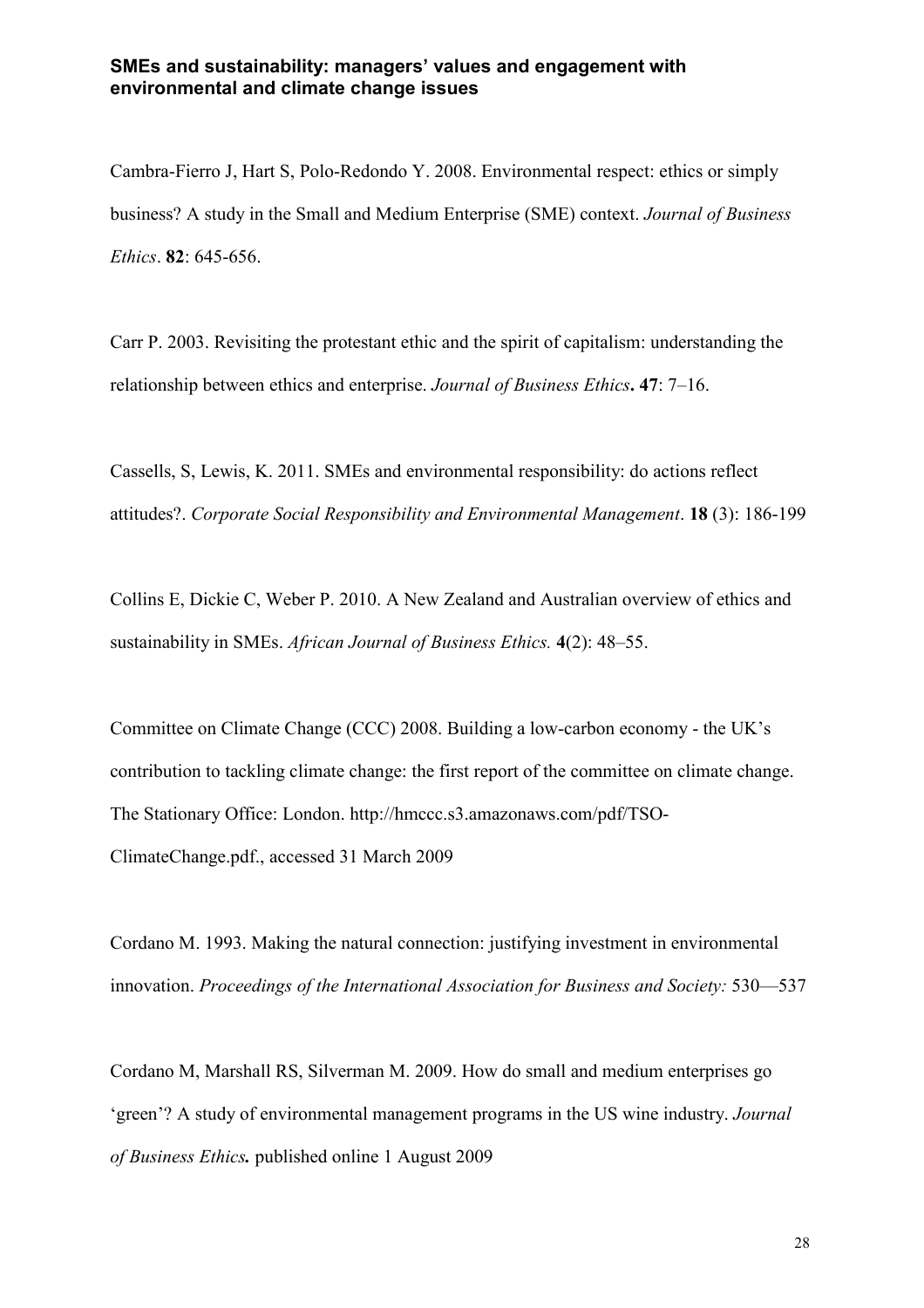Cambra-Fierro J, Hart S, Polo-Redondo Y. 2008. Environmental respect: ethics or simply business? A study in the Small and Medium Enterprise (SME) context. *Journal of Business Ethics*. **82**: 645-656.

Carr P. 2003. Revisiting the protestant ethic and the spirit of capitalism: understanding the relationship between ethics and enterprise. *Journal of Business Ethics***. 47**: 7–16.

Cassells, S, Lewis, K. 2011. SMEs and environmental responsibility: do actions reflect attitudes?. *Corporate Social Responsibility and Environmental Management*. **18** (3): 186-199

Collins E, Dickie C, Weber P. 2010. A New Zealand and Australian overview of ethics and sustainability in SMEs. *African Journal of Business Ethics.* **4**(2): 48–55.

Committee on Climate Change (CCC) 2008. Building a low-carbon economy - the UK's contribution to tackling climate change: the first report of the committee on climate change. The Stationary Office: London. http://hmccc.s3.amazonaws.com/pdf/TSO-ClimateChange.pdf., accessed 31 March 2009

Cordano M. 1993. Making the natural connection: justifying investment in environmental innovation. *Proceedings of the International Association for Business and Society:* 530—537

Cordano M, Marshall RS, Silverman M. 2009. How do small and medium enterprises go 'green'? A study of environmental management programs in the US wine industry. *Journal of Business Ethics***.** published online 1 August 2009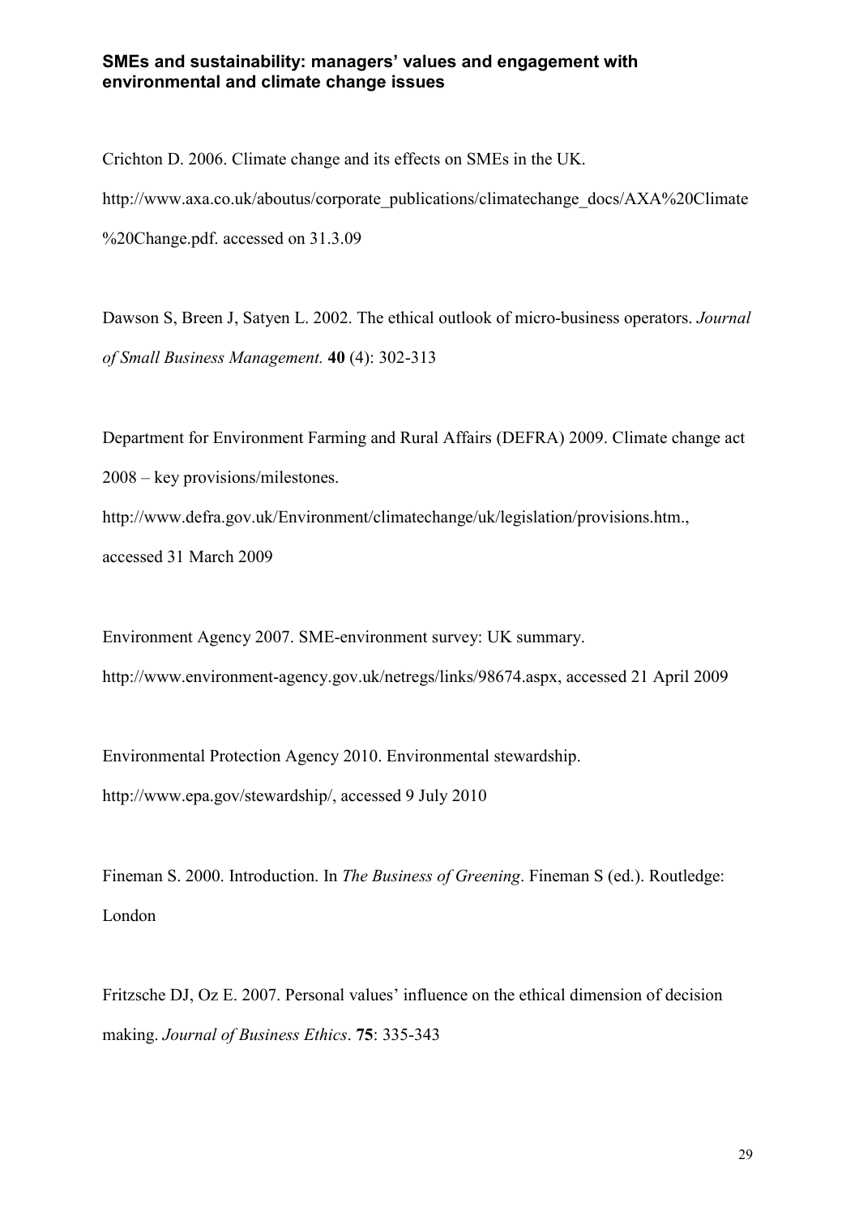Crichton D. 2006. Climate change and its effects on SMEs in the UK. http://www.axa.co.uk/aboutus/corporate_publications/climatechange_docs/AXA%20Climate%20Change.pdf. accessed on 31.3.09

Dawson S, Breen J, Satyen L. 2002. The ethical outlook of micro-business operators. *Journal of Small Business Management.* **40** (4): 302-313

Department for Environment Farming and Rural Affairs (DEFRA) 2009. Climate change act 2008 – key provisions/milestones. http://www.defra.gov.uk/Environment/climatechange/uk/legislation/provisions.htm., accessed 31 March 2009

Environment Agency 2007. SME-environment survey: UK summary. http://www.environment-agency.gov.uk/netregs/links/98674.aspx, accessed 21 April 2009

Environmental Protection Agency 2010. Environmental stewardship. http://www.epa.gov/stewardship/, accessed 9 July 2010

Fineman S. 2000. Introduction. In *The Business of Greening*. Fineman S (ed.). Routledge: London

Fritzsche DJ, Oz E. 2007. Personal values' influence on the ethical dimension of decision making. *Journal of Business Ethics*. **75**: 335-343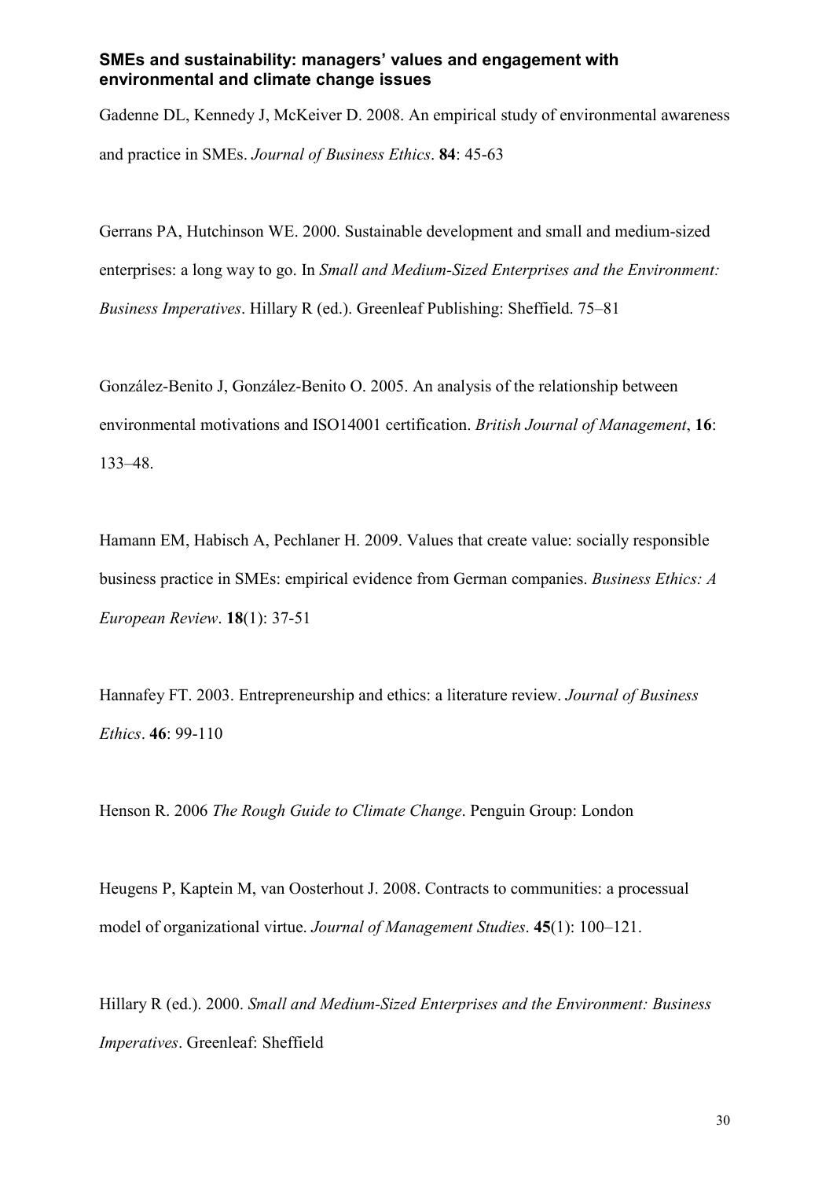Gadenne DL, Kennedy J, McKeiver D. 2008. An empirical study of environmental awareness and practice in SMEs. *Journal of Business Ethics*. **84**: 45-63

Gerrans PA, Hutchinson WE. 2000. Sustainable development and small and medium-sized enterprises: a long way to go. In *Small and Medium-Sized Enterprises and the Environment: Business Imperatives*. Hillary R (ed.). Greenleaf Publishing: Sheffield. 75–81

González-Benito J, González-Benito O. 2005. An analysis of the relationship between environmental motivations and ISO14001 certification. *British Journal of Management*, **16**: 133–48.

Hamann EM, Habisch A, Pechlaner H. 2009. Values that create value: socially responsible business practice in SMEs: empirical evidence from German companies. *Business Ethics: A European Review*. **18**(1): 37-51

Hannafey FT. 2003. Entrepreneurship and ethics: a literature review. *Journal of Business Ethics*. **46**: 99-110

Henson R. 2006 *The Rough Guide to Climate Change*. Penguin Group: London

Heugens P, Kaptein M, van Oosterhout J. 2008. Contracts to communities: a processual model of organizational virtue. *Journal of Management Studies*. **45**(1): 100–121.

Hillary R (ed.). 2000. *Small and Medium-Sized Enterprises and the Environment: Business Imperatives*. Greenleaf: Sheffield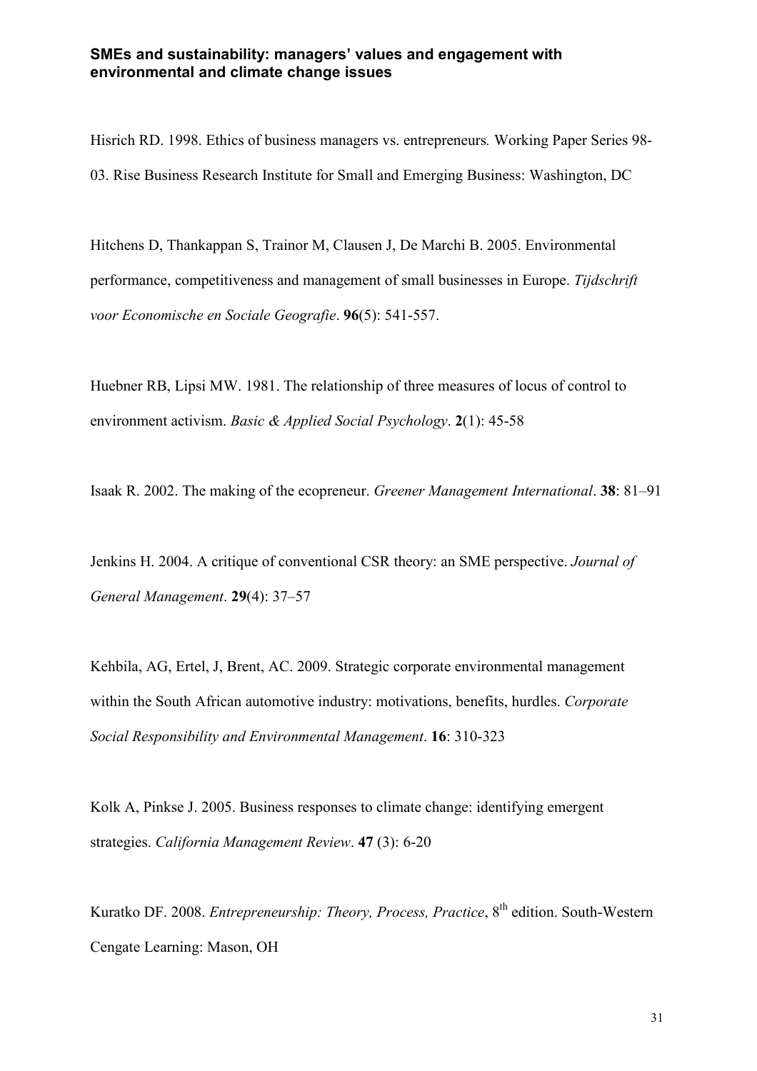Hisrich RD. 1998. Ethics of business managers vs. entrepreneurs*.* Working Paper Series 98-03. Rise Business Research Institute for Small and Emerging Business: Washington, DC

Hitchens D, Thankappan S, Trainor M, Clausen J, De Marchi B. 2005. Environmental performance, competitiveness and management of small businesses in Europe. *Tijdschrift voor Economische en Sociale Geografie*. **96**(5): 541-557.

Huebner RB, Lipsi MW. 1981. The relationship of three measures of locus of control to environment activism. *Basic & Applied Social Psychology*. **2**(1): 45-58

Isaak R. 2002. The making of the ecopreneur. *Greener Management International*. **38**: 81–91

Jenkins H. 2004. A critique of conventional CSR theory: an SME perspective. *Journal of General Management*. **29**(4): 37–57

Kehbila, AG, Ertel, J, Brent, AC. 2009. Strategic corporate environmental management within the South African automotive industry: motivations, benefits, hurdles. *Corporate Social Responsibility and Environmental Management*. **16**: 310-323

Kolk A, Pinkse J. 2005. Business responses to climate change: identifying emergent strategies. *California Management Review*. **47** (3): 6-20

Kuratko DF. 2008. *Entrepreneurship: Theory, Process, Practice*, 8th edition. South-Western Cengate Learning: Mason, OH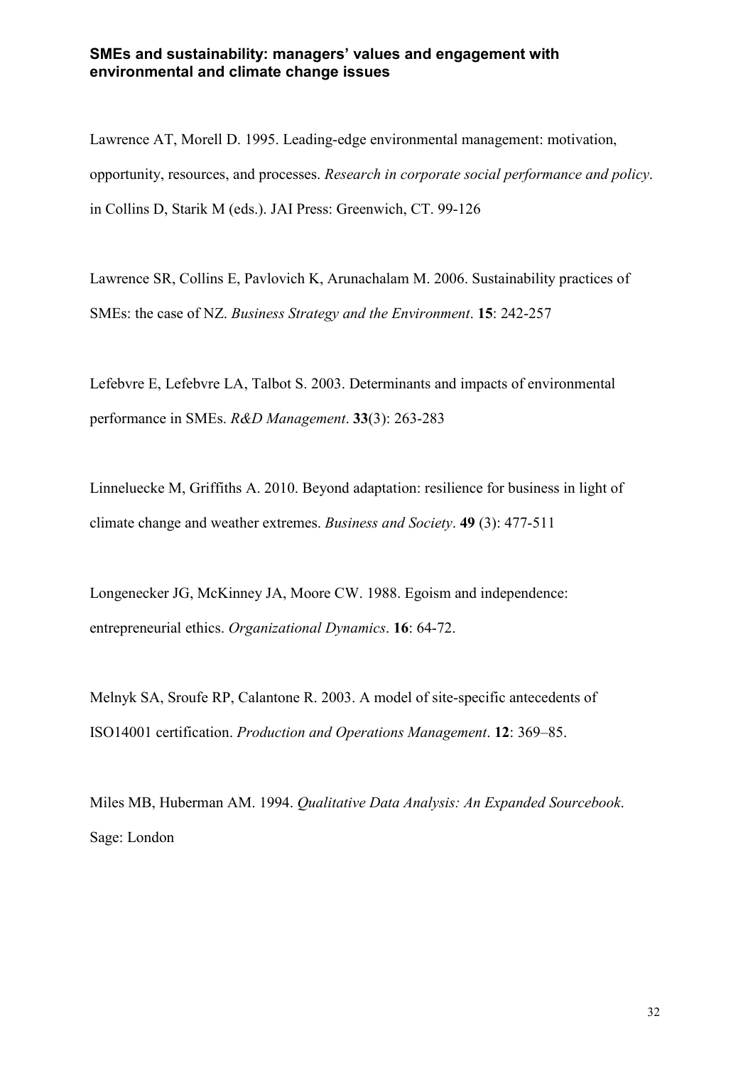Lawrence AT, Morell D. 1995. Leading-edge environmental management: motivation, opportunity, resources, and processes. *Research in corporate social performance and policy*. in Collins D, Starik M (eds.). JAI Press: Greenwich, CT. 99-126

Lawrence SR, Collins E, Pavlovich K, Arunachalam M. 2006. Sustainability practices of SMEs: the case of NZ. *Business Strategy and the Environment*. **15**: 242-257

Lefebvre E, Lefebvre LA, Talbot S. 2003. Determinants and impacts of environmental performance in SMEs. *R&D Management*. **33**(3): 263-283

Linneluecke M, Griffiths A. 2010. Beyond adaptation: resilience for business in light of climate change and weather extremes. *Business and Society*. **49** (3): 477-511

Longenecker JG, McKinney JA, Moore CW. 1988. Egoism and independence: entrepreneurial ethics. *Organizational Dynamics*. **16**: 64-72.

Melnyk SA, Sroufe RP, Calantone R. 2003. A model of site-specific antecedents of ISO14001 certification. *Production and Operations Management*. **12**: 369–85.

Miles MB, Huberman AM. 1994. *Qualitative Data Analysis: An Expanded Sourcebook*. Sage: London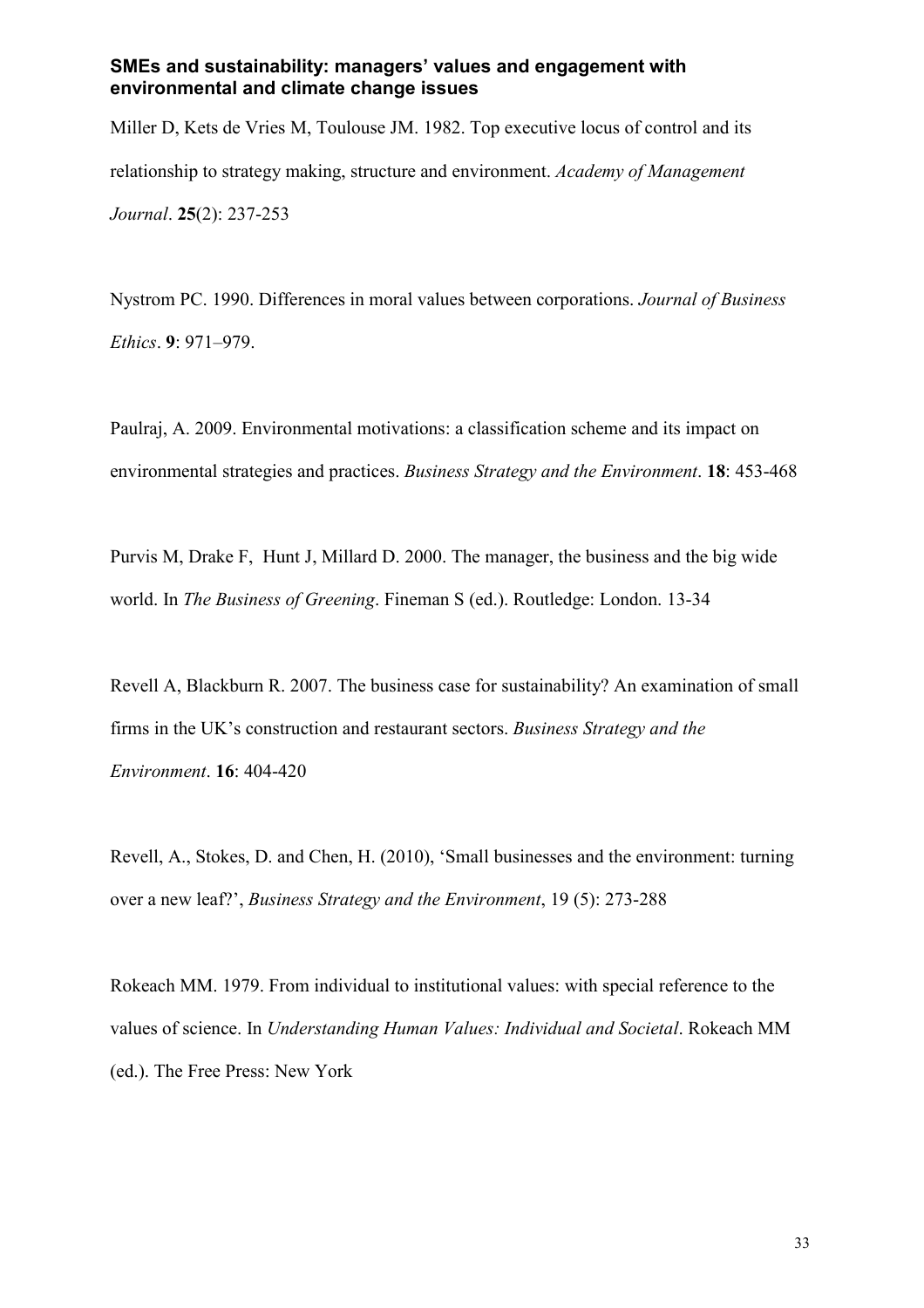Miller D, Kets de Vries M, Toulouse JM. 1982. Top executive locus of control and its relationship to strategy making, structure and environment. *Academy of Management Journal*. **25**(2): 237-253

Nystrom PC. 1990. Differences in moral values between corporations. *Journal of Business Ethics*. **9**: 971–979.

Paulraj, A. 2009. Environmental motivations: a classification scheme and its impact on environmental strategies and practices. *Business Strategy and the Environment*. **18**: 453-468

Purvis M, Drake F, Hunt J, Millard D. 2000. The manager, the business and the big wide world. In *The Business of Greening*. Fineman S (ed.). Routledge: London. 13-34

Revell A, Blackburn R. 2007. The business case for sustainability? An examination of small firms in the UK's construction and restaurant sectors. *Business Strategy and the Environment*. **16**: 404-420

Revell, A., Stokes, D. and Chen, H. (2010), 'Small businesses and the environment: turning over a new leaf?', *Business Strategy and the Environment*, 19 (5): 273-288

Rokeach MM. 1979. From individual to institutional values: with special reference to the values of science. In *Understanding Human Values: Individual and Societal*. Rokeach MM (ed.). The Free Press: New York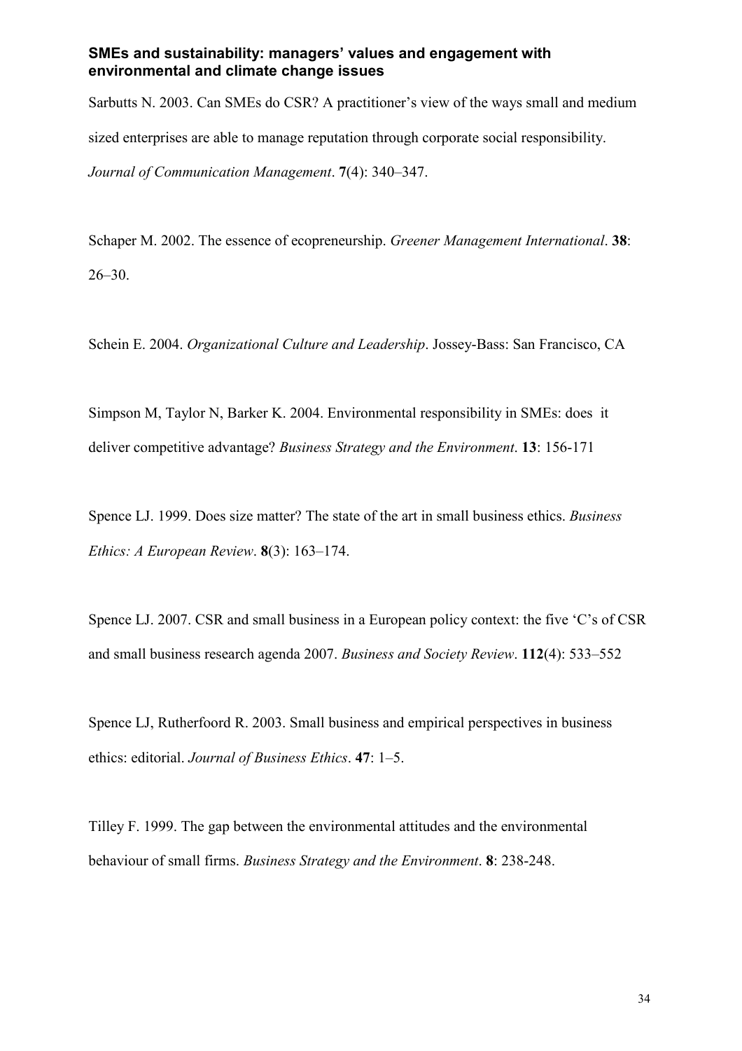Sarbutts N. 2003. Can SMEs do CSR? A practitioner's view of the ways small and medium sized enterprises are able to manage reputation through corporate social responsibility. *Journal of Communication Management*. **7**(4): 340–347.

Schaper M. 2002. The essence of ecopreneurship. *Greener Management International*. **38**: 26–30.

Schein E. 2004. *Organizational Culture and Leadership*. Jossey-Bass: San Francisco, CA

Simpson M, Taylor N, Barker K. 2004. Environmental responsibility in SMEs: does it deliver competitive advantage? *Business Strategy and the Environment*. **13**: 156-171

Spence LJ. 1999. Does size matter? The state of the art in small business ethics. *Business Ethics: A European Review*. **8**(3): 163–174.

Spence LJ. 2007. CSR and small business in a European policy context: the five 'C's of CSR and small business research agenda 2007. *Business and Society Review*. **112**(4): 533–552

Spence LJ, Rutherfoord R. 2003. Small business and empirical perspectives in business ethics: editorial. *Journal of Business Ethics*. **47**: 1–5.

Tilley F. 1999. The gap between the environmental attitudes and the environmental behaviour of small firms. *Business Strategy and the Environment*. **8**: 238-248.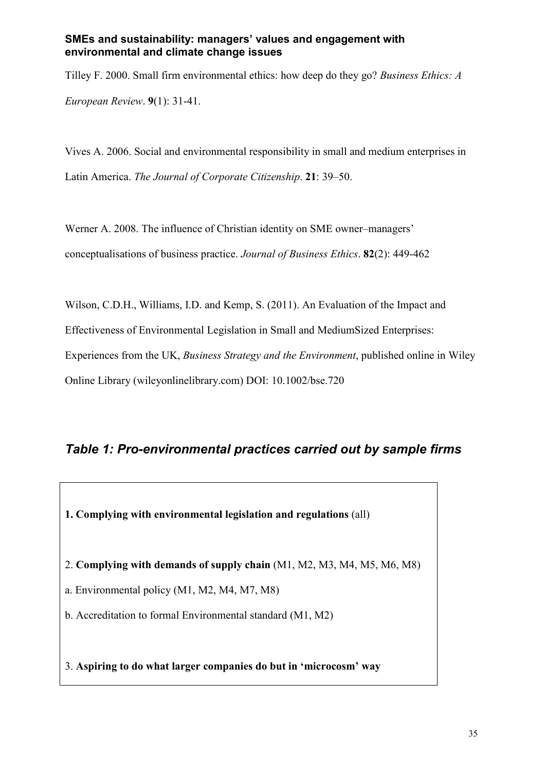Tilley F. 2000. Small firm environmental ethics: how deep do they go? *Business Ethics: A European Review*. **9**(1): 31-41.

Vives A. 2006. Social and environmental responsibility in small and medium enterprises in Latin America. *The Journal of Corporate Citizenship*. **21**: 39–50.

Werner A. 2008. The influence of Christian identity on SME owner–managers' conceptualisations of business practice. *Journal of Business Ethics*. **82**(2): 449-462

Wilson, C.D.H., Williams, I.D. and Kemp, S. (2011). An Evaluation of the Impact and Effectiveness of Environmental Legislation in Small and MediumSized Enterprises: Experiences from the UK, *Business Strategy and the Environment*, published online in Wiley Online Library (wileyonlinelibrary.com) DOI: 10.1002/bse.720

## *Table 1: Pro-environmental practices carried out by sample firms*

**1. Complying with environmental legislation and regulations** (all)

2. **Complying with demands of supply chain** (M1, M2, M3, M4, M5, M6, M8)

a. Environmental policy (M1, M2, M4, M7, M8)

b. Accreditation to formal Environmental standard (M1, M2)

3. **Aspiring to do what larger companies do but in 'microcosm' way**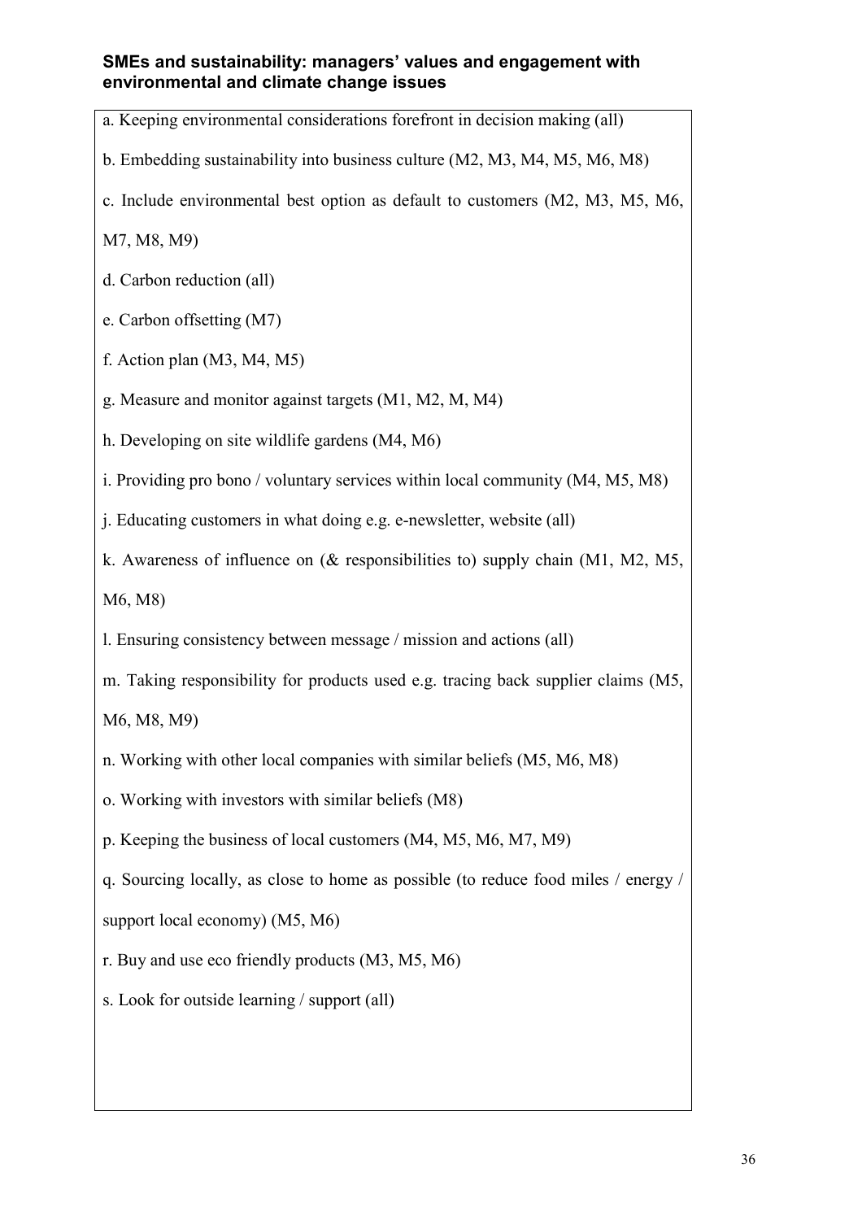**SMEs and sustainability: managers' values and engagement with environmental and climate change issues**

a. Keeping environmental considerations forefront in decision making (all)

b. Embedding sustainability into business culture (M2, M3, M4, M5, M6, M8)

c. Include environmental best option as default to customers (M2, M3, M5, M6, M7, M8, M9)

d. Carbon reduction (all)

e. Carbon offsetting (M7)

f. Action plan (M3, M4, M5)

g. Measure and monitor against targets (M1, M2, M, M4)

h. Developing on site wildlife gardens (M4, M6)

i. Providing pro bono / voluntary services within local community (M4, M5, M8)

j. Educating customers in what doing e.g. e-newsletter, website (all)

k. Awareness of influence on (& responsibilities to) supply chain (M1, M2, M5, M6, M8)

l. Ensuring consistency between message / mission and actions (all)

m. Taking responsibility for products used e.g. tracing back supplier claims (M5, M6, M8, M9)

n. Working with other local companies with similar beliefs (M5, M6, M8)

o. Working with investors with similar beliefs (M8)

p. Keeping the business of local customers (M4, M5, M6, M7, M9)

q. Sourcing locally, as close to home as possible (to reduce food miles / energy / support local economy) (M5, M6)

r. Buy and use eco friendly products (M3, M5, M6)

s. Look for outside learning / support (all)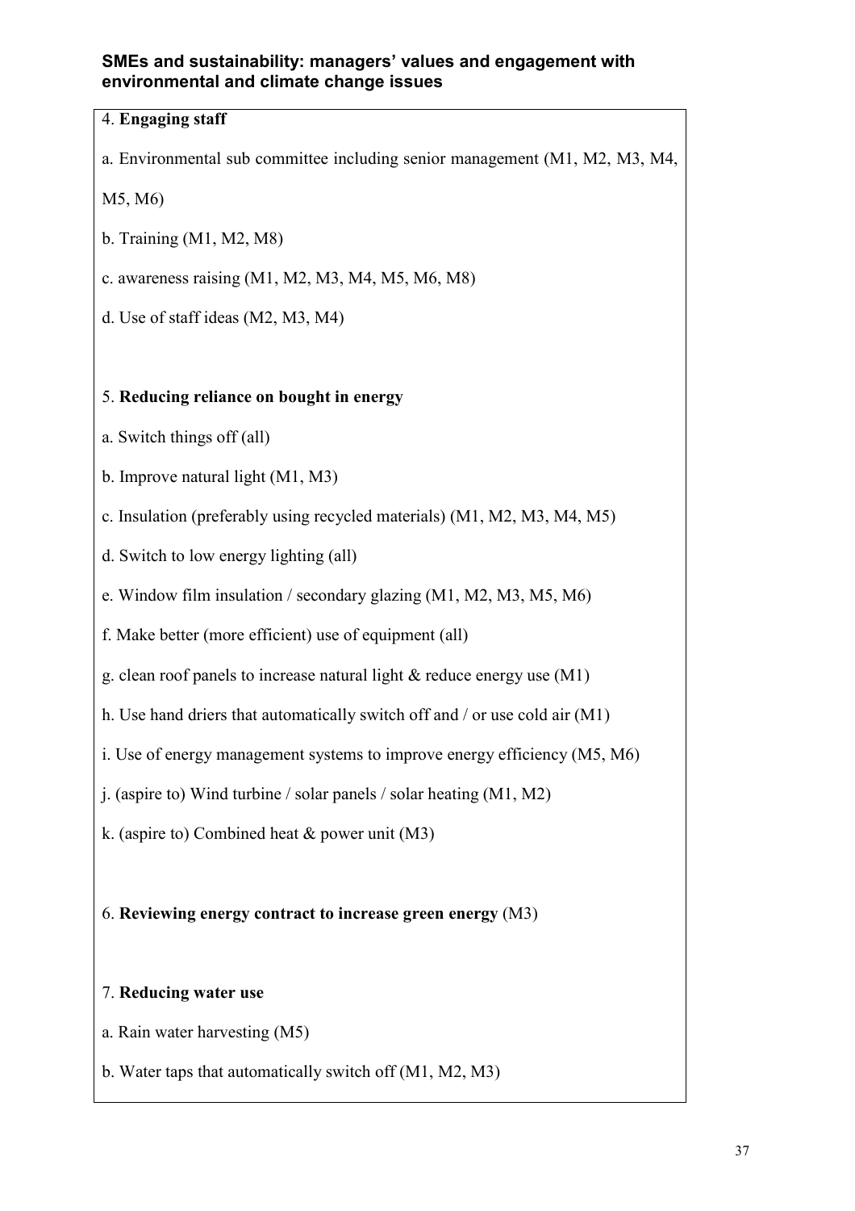4. **Engaging staff**

a. Environmental sub committee including senior management (M1, M2, M3, M4, M5, M6)

b. Training (M1, M2, M8)

c. awareness raising (M1, M2, M3, M4, M5, M6, M8)

d. Use of staff ideas (M2, M3, M4)

5. **Reducing reliance on bought in energy**

a. Switch things off (all)

b. Improve natural light (M1, M3)

c. Insulation (preferably using recycled materials) (M1, M2, M3, M4, M5)

d. Switch to low energy lighting (all)

e. Window film insulation / secondary glazing (M1, M2, M3, M5, M6)

f. Make better (more efficient) use of equipment (all)

g. clean roof panels to increase natural light & reduce energy use (M1)

h. Use hand driers that automatically switch off and / or use cold air (M1)

i. Use of energy management systems to improve energy efficiency (M5, M6)

j. (aspire to) Wind turbine / solar panels / solar heating (M1, M2)

k. (aspire to) Combined heat & power unit (M3)

6. **Reviewing energy contract to increase green energy** (M3)

7. **Reducing water use**

a. Rain water harvesting (M5)

b. Water taps that automatically switch off (M1, M2, M3)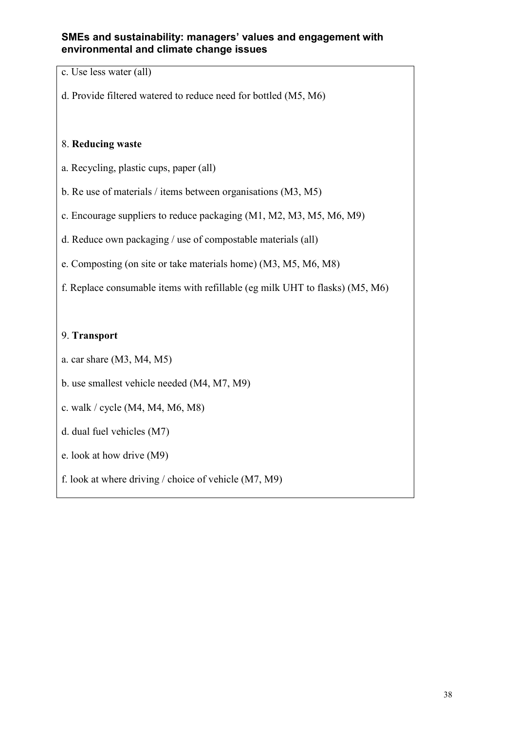c. Use less water (all)

d. Provide filtered watered to reduce need for bottled (M5, M6)

8. **Reducing waste**

a. Recycling, plastic cups, paper (all)

b. Re use of materials / items between organisations (M3, M5)

c. Encourage suppliers to reduce packaging (M1, M2, M3, M5, M6, M9)

d. Reduce own packaging / use of compostable materials (all)

e. Composting (on site or take materials home) (M3, M5, M6, M8)

f. Replace consumable items with refillable (eg milk UHT to flasks) (M5, M6)

9. **Transport**

a. car share (M3, M4, M5)

b. use smallest vehicle needed (M4, M7, M9)

c. walk / cycle (M4, M4, M6, M8)

d. dual fuel vehicles (M7)

e. look at how drive (M9)

f. look at where driving / choice of vehicle (M7, M9)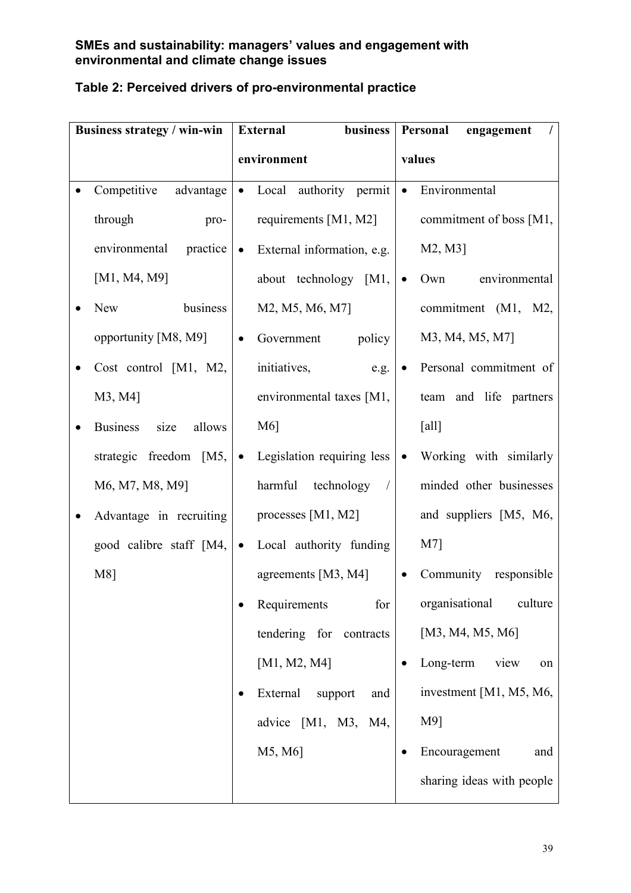**SMEs and sustainability: managers' values and engagement with environmental and climate change issues**

**Table 2: Perceived drivers of pro-environmental practice**

| Business strategy / win-win | External business environment | Personal engagement / values |
|---|---|---|
| • Competitive advantage through pro-environmental practice [M1, M4, M9]<br>• New business opportunity [M8, M9]<br>• Cost control [M1, M2, M3, M4]<br>• Business size allows strategic freedom [M5, M6, M7, M8, M9]<br>• Advantage in recruiting good calibre staff [M4, M8] | • Local authority permit requirements [M1, M2]<br>• External information, e.g. about technology [M1, M2, M5, M6, M7]<br>• Government policy initiatives, e.g. environmental taxes [M1, M6]<br>• Legislation requiring less harmful technology / processes [M1, M2]<br>• Local authority funding agreements [M3, M4]<br>• Requirements for tendering for contracts [M1, M2, M4]<br>• External support and advice [M1, M3, M4, M5, M6] | • Environmental commitment of boss [M1, M2, M3]<br>• Own environmental commitment (M1, M2, M3, M4, M5, M7]<br>• Personal commitment of team and life partners [all]<br>• Working with similarly minded other businesses and suppliers [M5, M6, M7]<br>• Community responsible organisational culture [M3, M4, M5, M6]<br>• Long-term view on investment [M1, M5, M6, M9]<br>• Encouragement and sharing ideas with people |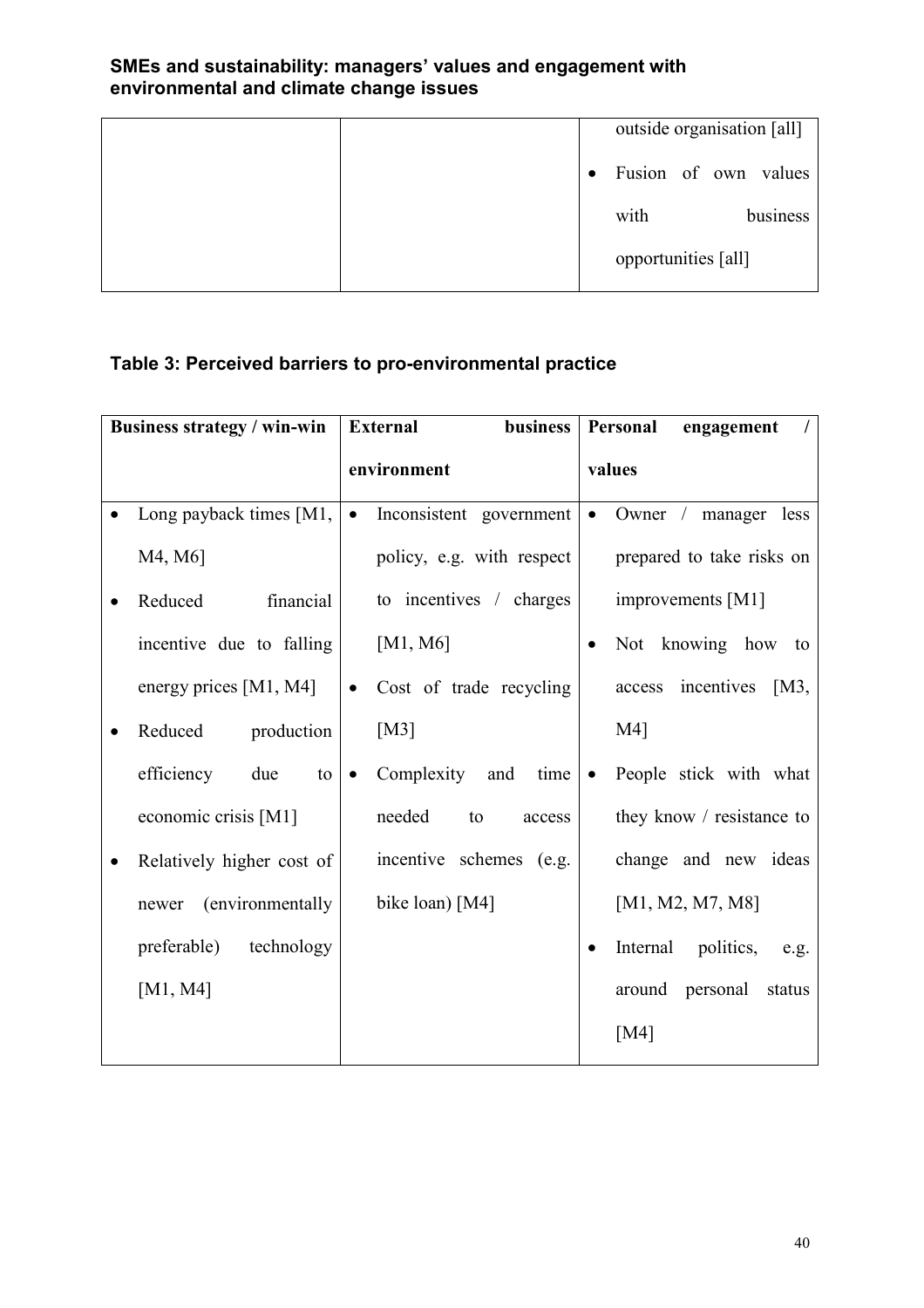| | | |
|---|---|---|
| | | outside organisation [all]<br>• Fusion of own values with business opportunities [all] |

## Table 3: Perceived barriers to pro-environmental practice

| Business strategy / win-win | External business environment | Personal engagement / values |
|---|---|---|
| • Long payback times [M1, M4, M6]<br>• Reduced financial incentive due to falling energy prices [M1, M4]<br>• Reduced production efficiency due to economic crisis [M1]<br>• Relatively higher cost of newer (environmentally preferable) technology [M1, M4] | • Inconsistent government policy, e.g. with respect to incentives / charges [M1, M6]<br>• Cost of trade recycling [M3]<br>• Complexity and time needed to access incentive schemes (e.g. bike loan) [M4] | • Owner / manager less prepared to take risks on improvements [M1]<br>• Not knowing how to access incentives [M3, M4]<br>• People stick with what they know / resistance to change and new ideas [M1, M2, M7, M8]<br>• Internal politics, e.g. around personal status [M4] |